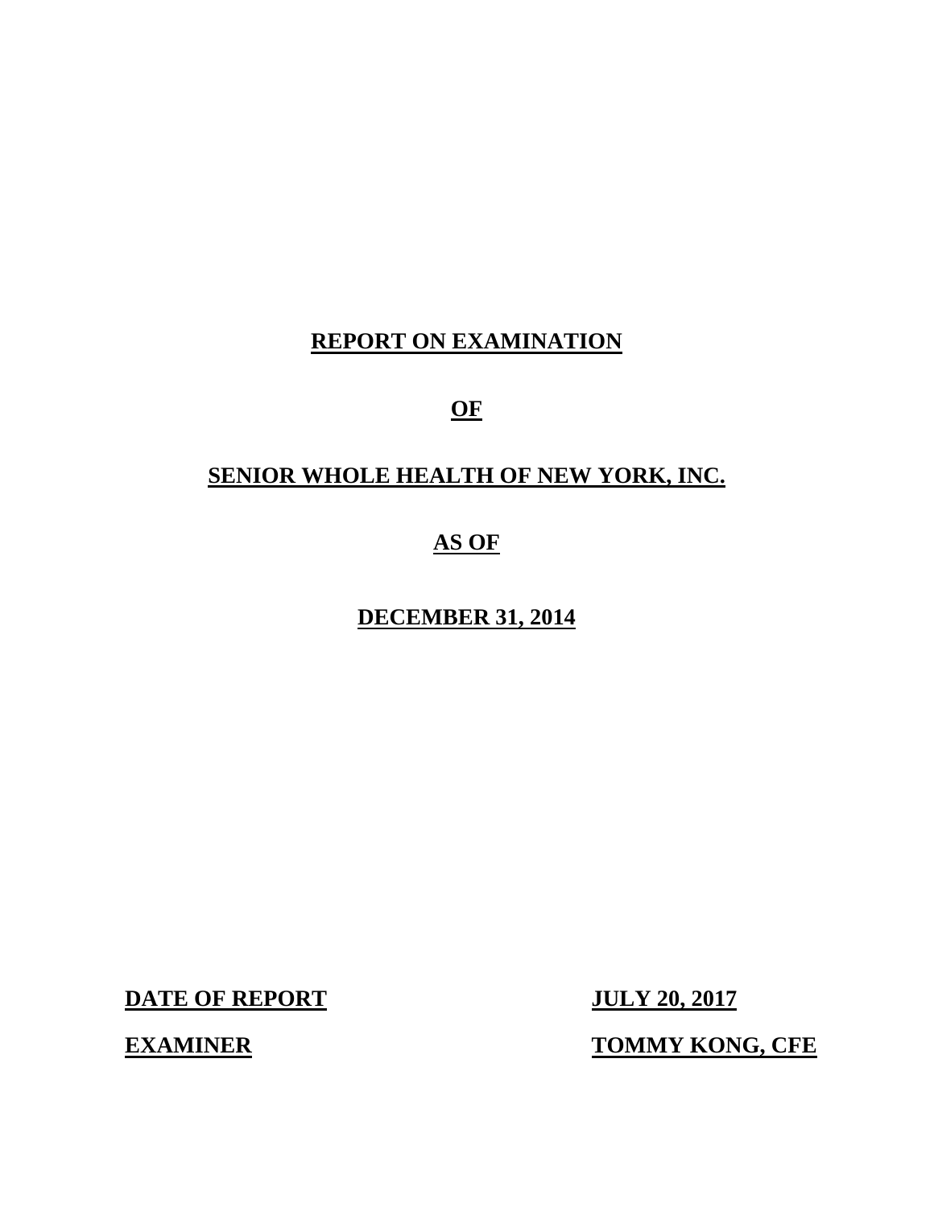# REPORT ON EXAMINATION

# OF

# SENIOR WHOLE HEALTH OF NEW YORK, INC.

# AS OF

# DECEMBER 31, 2014

| | |
|---|---|
| **DATE OF REPORT** | **JULY 20, 2017** |
| **EXAMINER** | **TOMMY KONG, CFE** |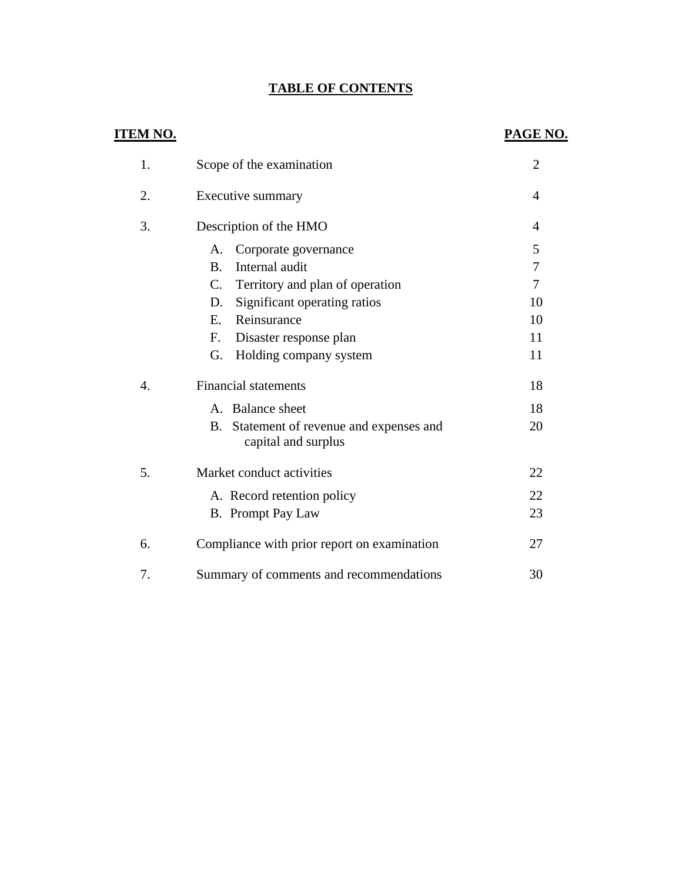# TABLE OF CONTENTS

| ITEM NO. | | PAGE NO. |
|---|---|---|
| 1. | Scope of the examination | 2 |
| 2. | Executive summary | 4 |
| 3. | Description of the HMO | 4 |
| | A. Corporate governance | 5 |
| | B. Internal audit | 7 |
| | C. Territory and plan of operation | 7 |
| | D. Significant operating ratios | 10 |
| | E. Reinsurance | 10 |
| | F. Disaster response plan | 11 |
| | G. Holding company system | 11 |
| 4. | Financial statements | 18 |
| | A. Balance sheet | 18 |
| | B. Statement of revenue and expenses and capital and surplus | 20 |
| 5. | Market conduct activities | 22 |
| | A. Record retention policy | 22 |
| | B. Prompt Pay Law | 23 |
| 6. | Compliance with prior report on examination | 27 |
| 7. | Summary of comments and recommendations | 30 |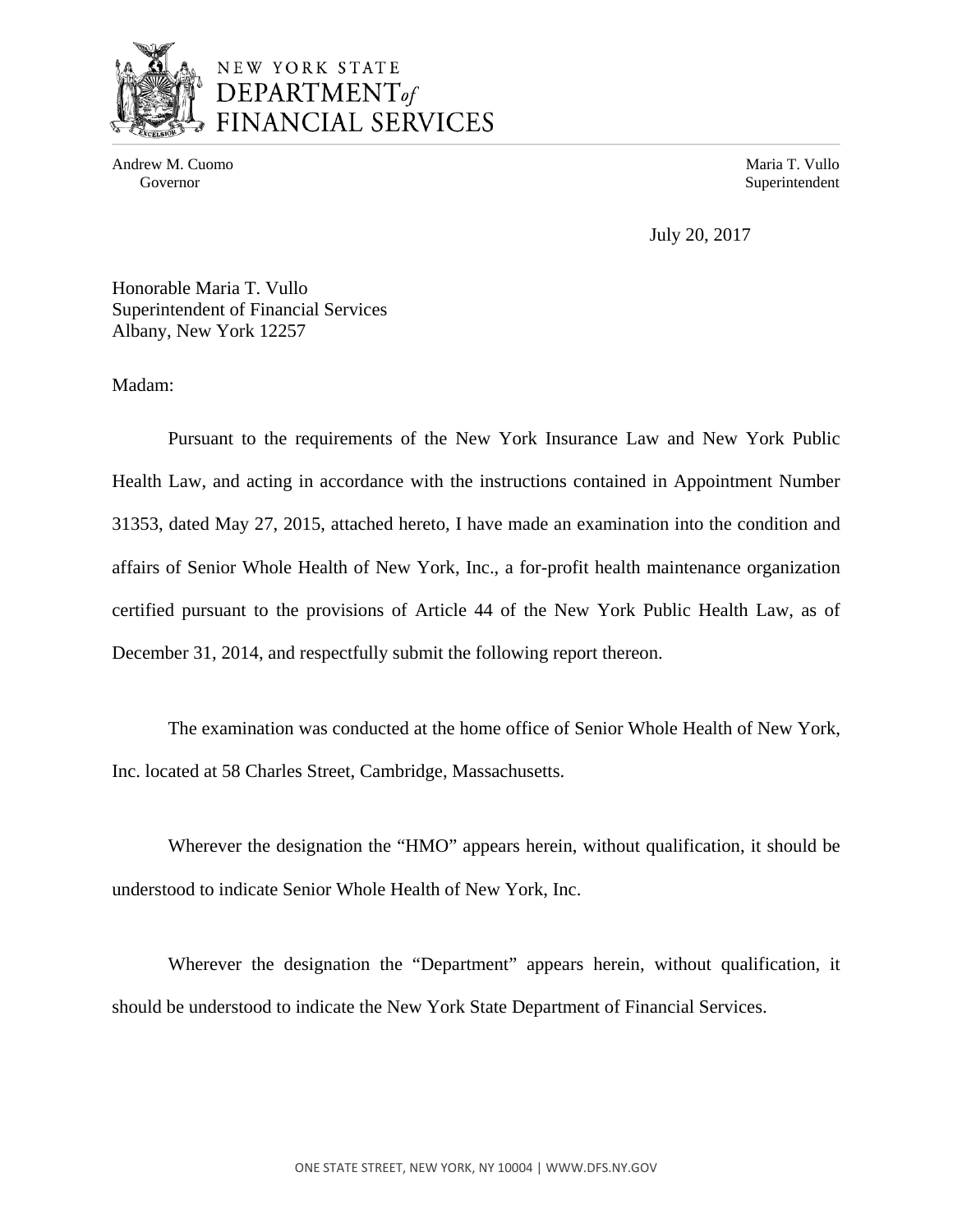NEW YORK STATE
DEPARTMENT of
FINANCIAL SERVICES

Andrew M. Cuomo
Governor

Maria T. Vullo
Superintendent

July 20, 2017

Honorable Maria T. Vullo
Superintendent of Financial Services
Albany, New York 12257

Madam:

Pursuant to the requirements of the New York Insurance Law and New York Public Health Law, and acting in accordance with the instructions contained in Appointment Number 31353, dated May 27, 2015, attached hereto, I have made an examination into the condition and affairs of Senior Whole Health of New York, Inc., a for-profit health maintenance organization certified pursuant to the provisions of Article 44 of the New York Public Health Law, as of December 31, 2014, and respectfully submit the following report thereon.

The examination was conducted at the home office of Senior Whole Health of New York, Inc. located at 58 Charles Street, Cambridge, Massachusetts.

Wherever the designation the "HMO" appears herein, without qualification, it should be understood to indicate Senior Whole Health of New York, Inc.

Wherever the designation the "Department" appears herein, without qualification, it should be understood to indicate the New York State Department of Financial Services.

ONE STATE STREET, NEW YORK, NY 10004 | WWW.DFS.NY.GOV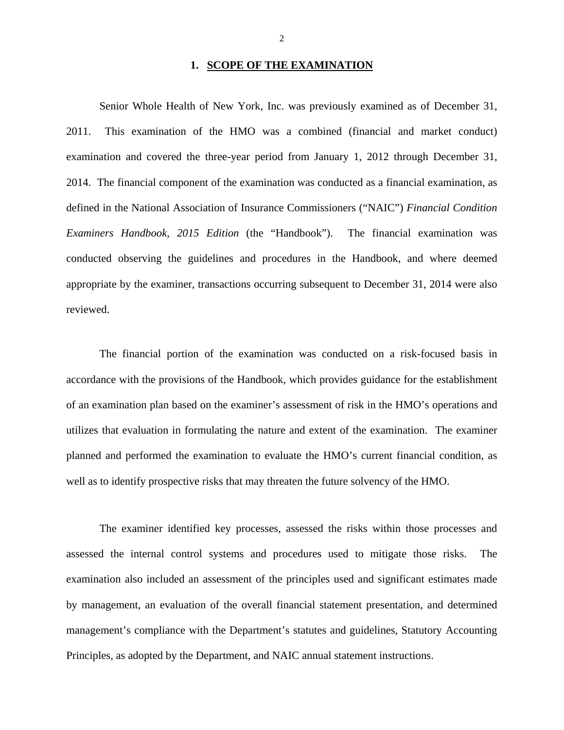# 1. SCOPE OF THE EXAMINATION

Senior Whole Health of New York, Inc. was previously examined as of December 31, 2011. This examination of the HMO was a combined (financial and market conduct) examination and covered the three-year period from January 1, 2012 through December 31, 2014. The financial component of the examination was conducted as a financial examination, as defined in the National Association of Insurance Commissioners ("NAIC") *Financial Condition Examiners Handbook, 2015 Edition* (the "Handbook"). The financial examination was conducted observing the guidelines and procedures in the Handbook, and where deemed appropriate by the examiner, transactions occurring subsequent to December 31, 2014 were also reviewed.

The financial portion of the examination was conducted on a risk-focused basis in accordance with the provisions of the Handbook, which provides guidance for the establishment of an examination plan based on the examiner's assessment of risk in the HMO's operations and utilizes that evaluation in formulating the nature and extent of the examination. The examiner planned and performed the examination to evaluate the HMO's current financial condition, as well as to identify prospective risks that may threaten the future solvency of the HMO.

The examiner identified key processes, assessed the risks within those processes and assessed the internal control systems and procedures used to mitigate those risks. The examination also included an assessment of the principles used and significant estimates made by management, an evaluation of the overall financial statement presentation, and determined management's compliance with the Department's statutes and guidelines, Statutory Accounting Principles, as adopted by the Department, and NAIC annual statement instructions.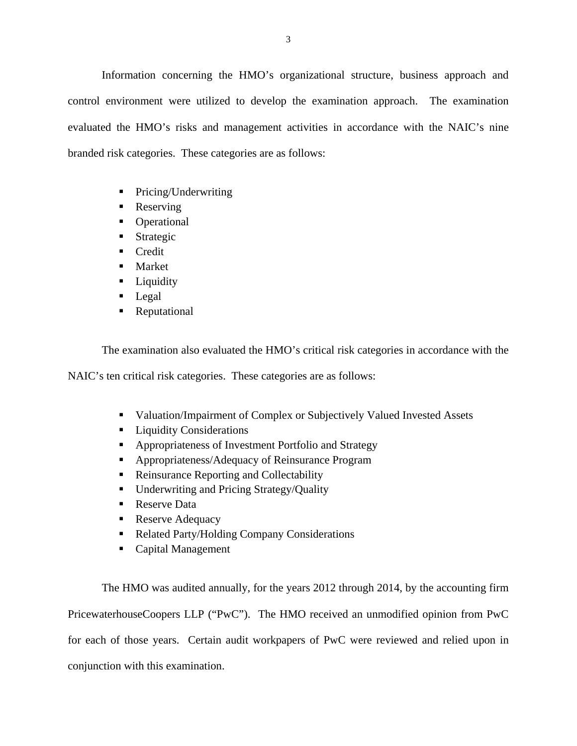Information concerning the HMO's organizational structure, business approach and control environment were utilized to develop the examination approach. The examination evaluated the HMO's risks and management activities in accordance with the NAIC's nine branded risk categories. These categories are as follows:

- Pricing/Underwriting
- Reserving
- Operational
- Strategic
- Credit
- Market
- Liquidity
- Legal
- Reputational

The examination also evaluated the HMO's critical risk categories in accordance with the NAIC's ten critical risk categories. These categories are as follows:

- Valuation/Impairment of Complex or Subjectively Valued Invested Assets
- Liquidity Considerations
- Appropriateness of Investment Portfolio and Strategy
- Appropriateness/Adequacy of Reinsurance Program
- Reinsurance Reporting and Collectability
- Underwriting and Pricing Strategy/Quality
- Reserve Data
- Reserve Adequacy
- Related Party/Holding Company Considerations
- Capital Management

The HMO was audited annually, for the years 2012 through 2014, by the accounting firm PricewaterhouseCoopers LLP ("PwC"). The HMO received an unmodified opinion from PwC for each of those years. Certain audit workpapers of PwC were reviewed and relied upon in conjunction with this examination.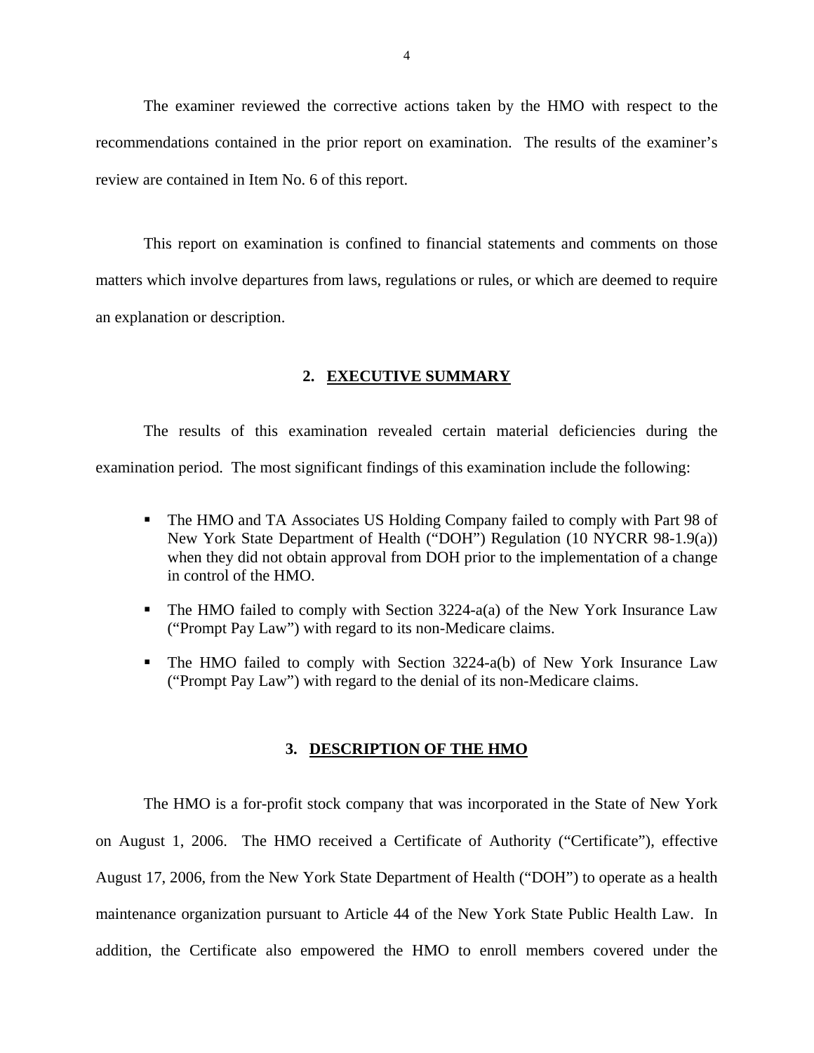The examiner reviewed the corrective actions taken by the HMO with respect to the recommendations contained in the prior report on examination. The results of the examiner's review are contained in Item No. 6 of this report.

This report on examination is confined to financial statements and comments on those matters which involve departures from laws, regulations or rules, or which are deemed to require an explanation or description.

## 2. EXECUTIVE SUMMARY

The results of this examination revealed certain material deficiencies during the examination period. The most significant findings of this examination include the following:

- The HMO and TA Associates US Holding Company failed to comply with Part 98 of New York State Department of Health ("DOH") Regulation (10 NYCRR 98-1.9(a)) when they did not obtain approval from DOH prior to the implementation of a change in control of the HMO.
- The HMO failed to comply with Section 3224-a(a) of the New York Insurance Law ("Prompt Pay Law") with regard to its non-Medicare claims.
- The HMO failed to comply with Section 3224-a(b) of New York Insurance Law ("Prompt Pay Law") with regard to the denial of its non-Medicare claims.

## 3. DESCRIPTION OF THE HMO

The HMO is a for-profit stock company that was incorporated in the State of New York on August 1, 2006. The HMO received a Certificate of Authority ("Certificate"), effective August 17, 2006, from the New York State Department of Health ("DOH") to operate as a health maintenance organization pursuant to Article 44 of the New York State Public Health Law. In addition, the Certificate also empowered the HMO to enroll members covered under the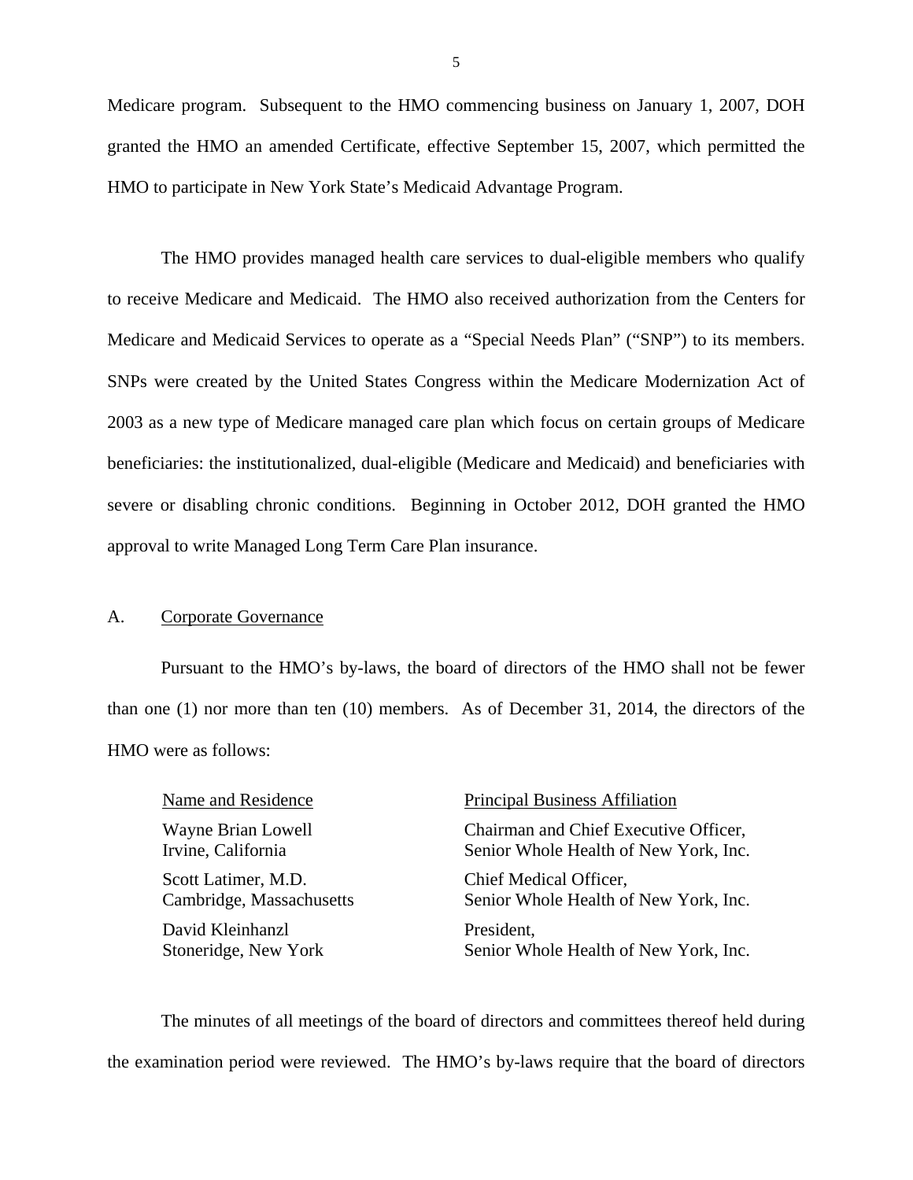Medicare program. Subsequent to the HMO commencing business on January 1, 2007, DOH granted the HMO an amended Certificate, effective September 15, 2007, which permitted the HMO to participate in New York State's Medicaid Advantage Program.

The HMO provides managed health care services to dual-eligible members who qualify to receive Medicare and Medicaid. The HMO also received authorization from the Centers for Medicare and Medicaid Services to operate as a "Special Needs Plan" ("SNP") to its members. SNPs were created by the United States Congress within the Medicare Modernization Act of 2003 as a new type of Medicare managed care plan which focus on certain groups of Medicare beneficiaries: the institutionalized, dual-eligible (Medicare and Medicaid) and beneficiaries with severe or disabling chronic conditions. Beginning in October 2012, DOH granted the HMO approval to write Managed Long Term Care Plan insurance.

## A. Corporate Governance

Pursuant to the HMO's by-laws, the board of directors of the HMO shall not be fewer than one (1) nor more than ten (10) members. As of December 31, 2014, the directors of the HMO were as follows:

| Name and Residence | Principal Business Affiliation |
|---|---|
| Wayne Brian Lowell<br>Irvine, California | Chairman and Chief Executive Officer,<br>Senior Whole Health of New York, Inc. |
| Scott Latimer, M.D.<br>Cambridge, Massachusetts | Chief Medical Officer,<br>Senior Whole Health of New York, Inc. |
| David Kleinhanzl<br>Stoneridge, New York | President,<br>Senior Whole Health of New York, Inc. |

The minutes of all meetings of the board of directors and committees thereof held during the examination period were reviewed. The HMO's by-laws require that the board of directors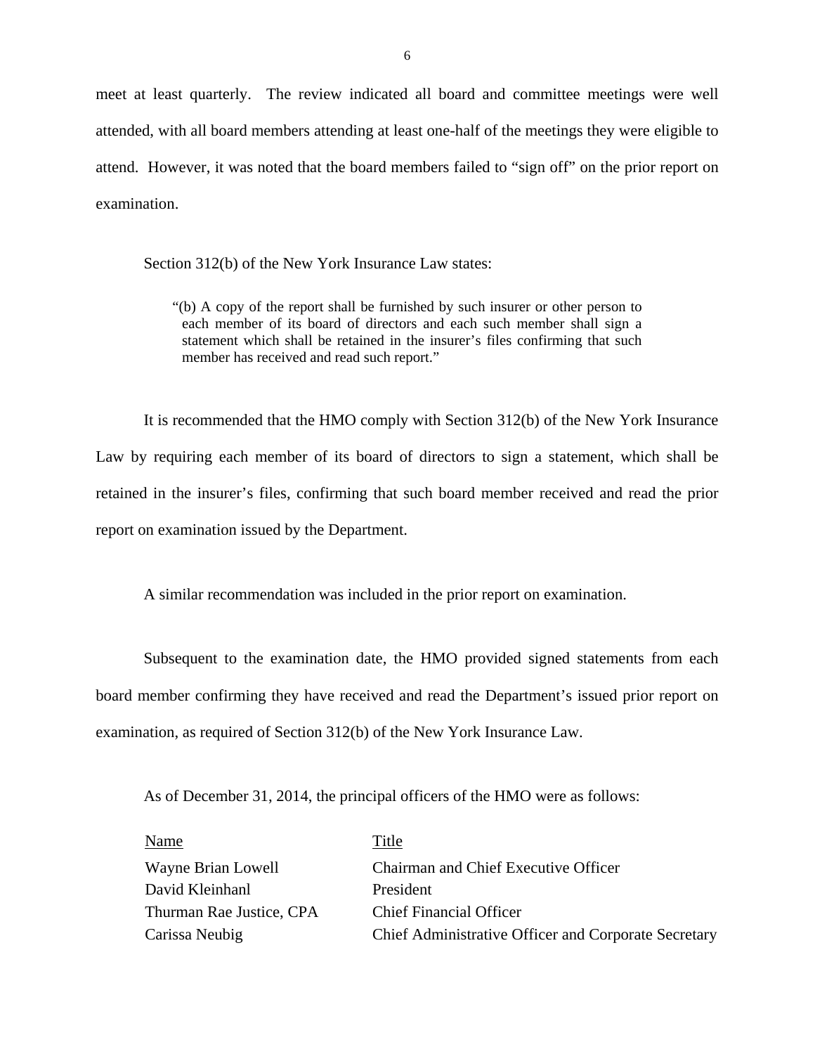meet at least quarterly. The review indicated all board and committee meetings were well attended, with all board members attending at least one-half of the meetings they were eligible to attend. However, it was noted that the board members failed to "sign off" on the prior report on examination.

Section 312(b) of the New York Insurance Law states:

> "(b) A copy of the report shall be furnished by such insurer or other person to each member of its board of directors and each such member shall sign a statement which shall be retained in the insurer's files confirming that such member has received and read such report."

It is recommended that the HMO comply with Section 312(b) of the New York Insurance Law by requiring each member of its board of directors to sign a statement, which shall be retained in the insurer's files, confirming that such board member received and read the prior report on examination issued by the Department.

A similar recommendation was included in the prior report on examination.

Subsequent to the examination date, the HMO provided signed statements from each board member confirming they have received and read the Department's issued prior report on examination, as required of Section 312(b) of the New York Insurance Law.

As of December 31, 2014, the principal officers of the HMO were as follows:

| Name | Title |
|---|---|
| Wayne Brian Lowell | Chairman and Chief Executive Officer |
| David Kleinhanl | President |
| Thurman Rae Justice, CPA | Chief Financial Officer |
| Carissa Neubig | Chief Administrative Officer and Corporate Secretary |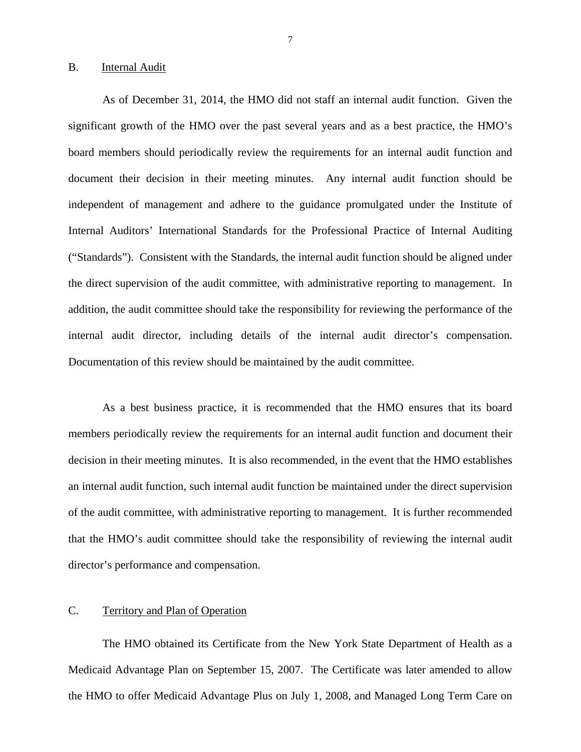B. Internal Audit

As of December 31, 2014, the HMO did not staff an internal audit function. Given the significant growth of the HMO over the past several years and as a best practice, the HMO's board members should periodically review the requirements for an internal audit function and document their decision in their meeting minutes. Any internal audit function should be independent of management and adhere to the guidance promulgated under the Institute of Internal Auditors' International Standards for the Professional Practice of Internal Auditing ("Standards"). Consistent with the Standards, the internal audit function should be aligned under the direct supervision of the audit committee, with administrative reporting to management. In addition, the audit committee should take the responsibility for reviewing the performance of the internal audit director, including details of the internal audit director's compensation. Documentation of this review should be maintained by the audit committee.

As a best business practice, it is recommended that the HMO ensures that its board members periodically review the requirements for an internal audit function and document their decision in their meeting minutes. It is also recommended, in the event that the HMO establishes an internal audit function, such internal audit function be maintained under the direct supervision of the audit committee, with administrative reporting to management. It is further recommended that the HMO's audit committee should take the responsibility of reviewing the internal audit director's performance and compensation.

C. Territory and Plan of Operation

The HMO obtained its Certificate from the New York State Department of Health as a Medicaid Advantage Plan on September 15, 2007. The Certificate was later amended to allow the HMO to offer Medicaid Advantage Plus on July 1, 2008, and Managed Long Term Care on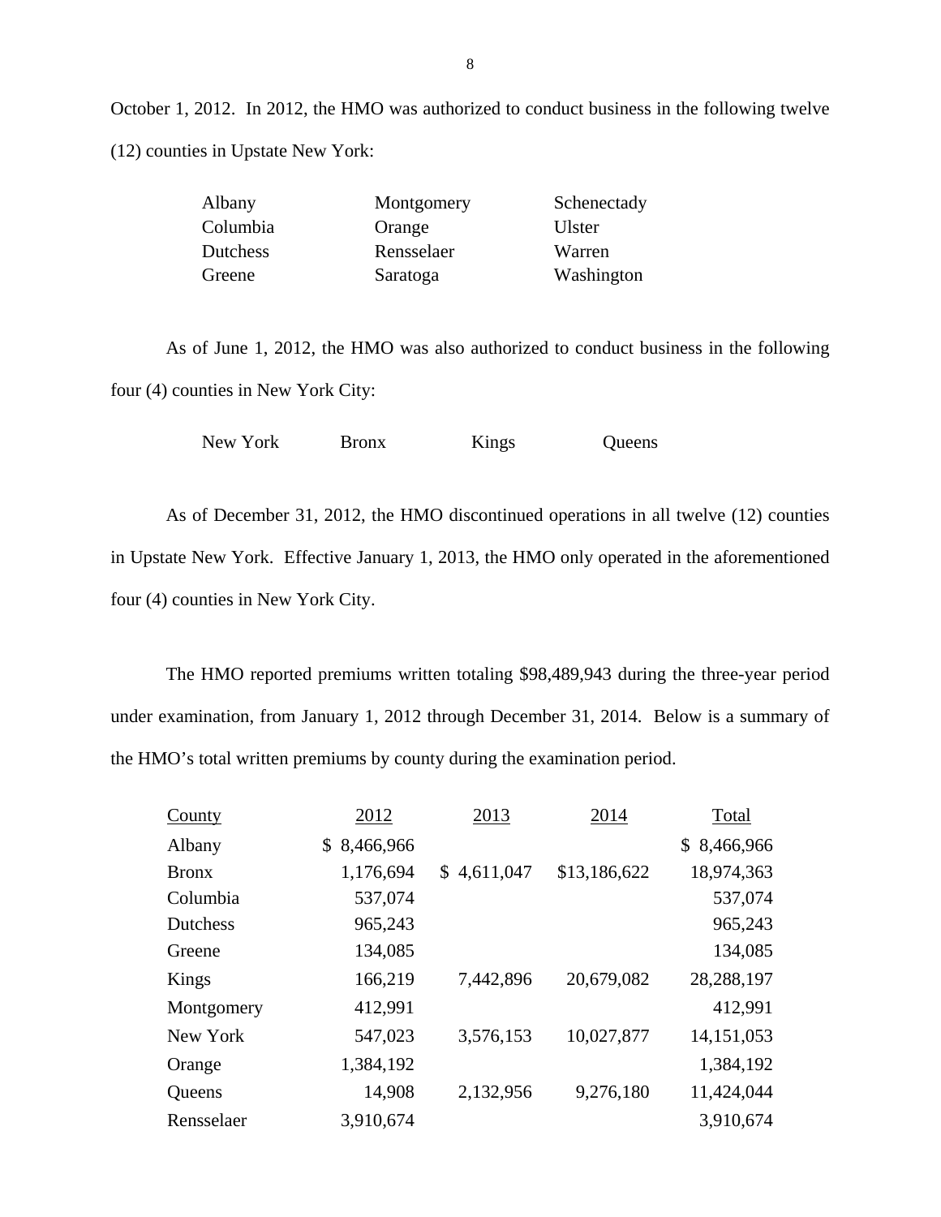October 1, 2012. In 2012, the HMO was authorized to conduct business in the following twelve (12) counties in Upstate New York:

| | | |
|---|---|---|
| Albany | Montgomery | Schenectady |
| Columbia | Orange | Ulster |
| Dutchess | Rensselaer | Warren |
| Greene | Saratoga | Washington |

As of June 1, 2012, the HMO was also authorized to conduct business in the following four (4) counties in New York City:

| | | | |
|---|---|---|---|
| New York | Bronx | Kings | Queens |

As of December 31, 2012, the HMO discontinued operations in all twelve (12) counties in Upstate New York. Effective January 1, 2013, the HMO only operated in the aforementioned four (4) counties in New York City.

The HMO reported premiums written totaling $98,489,943 during the three-year period under examination, from January 1, 2012 through December 31, 2014. Below is a summary of the HMO's total written premiums by county during the examination period.

| County | 2012 | 2013 | 2014 | Total |
|---|---|---|---|---|
| Albany | $ 8,466,966 | | | $ 8,466,966 |
| Bronx | 1,176,694 | $ 4,611,047 | $13,186,622 | 18,974,363 |
| Columbia | 537,074 | | | 537,074 |
| Dutchess | 965,243 | | | 965,243 |
| Greene | 134,085 | | | 134,085 |
| Kings | 166,219 | 7,442,896 | 20,679,082 | 28,288,197 |
| Montgomery | 412,991 | | | 412,991 |
| New York | 547,023 | 3,576,153 | 10,027,877 | 14,151,053 |
| Orange | 1,384,192 | | | 1,384,192 |
| Queens | 14,908 | 2,132,956 | 9,276,180 | 11,424,044 |
| Rensselaer | 3,910,674 | | | 3,910,674 |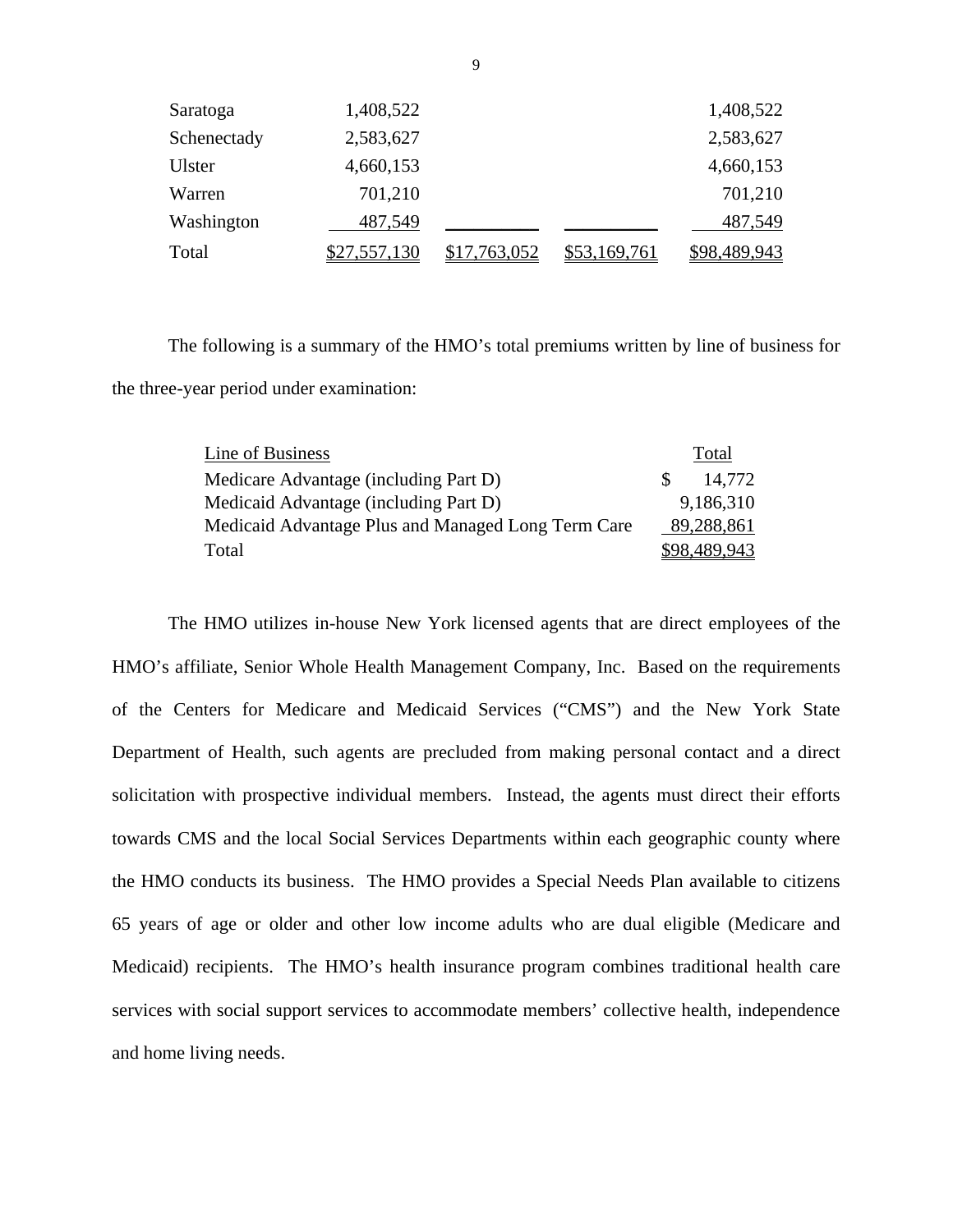| | | | | |
|---|---|---|---|---|
| Saratoga | 1,408,522 | | | 1,408,522 |
| Schenectady | 2,583,627 | | | 2,583,627 |
| Ulster | 4,660,153 | | | 4,660,153 |
| Warren | 701,210 | | | 701,210 |
| Washington | 487,549 | | | 487,549 |
| Total | $27,557,130 | $17,763,052 | $53,169,761 | $98,489,943 |

The following is a summary of the HMO's total premiums written by line of business for the three-year period under examination:

| Line of Business | Total |
|---|---|
| Medicare Advantage (including Part D) | $ 14,772 |
| Medicaid Advantage (including Part D) | 9,186,310 |
| Medicaid Advantage Plus and Managed Long Term Care | 89,288,861 |
| Total | $98,489,943 |

The HMO utilizes in-house New York licensed agents that are direct employees of the HMO's affiliate, Senior Whole Health Management Company, Inc. Based on the requirements of the Centers for Medicare and Medicaid Services ("CMS") and the New York State Department of Health, such agents are precluded from making personal contact and a direct solicitation with prospective individual members. Instead, the agents must direct their efforts towards CMS and the local Social Services Departments within each geographic county where the HMO conducts its business. The HMO provides a Special Needs Plan available to citizens 65 years of age or older and other low income adults who are dual eligible (Medicare and Medicaid) recipients. The HMO's health insurance program combines traditional health care services with social support services to accommodate members' collective health, independence and home living needs.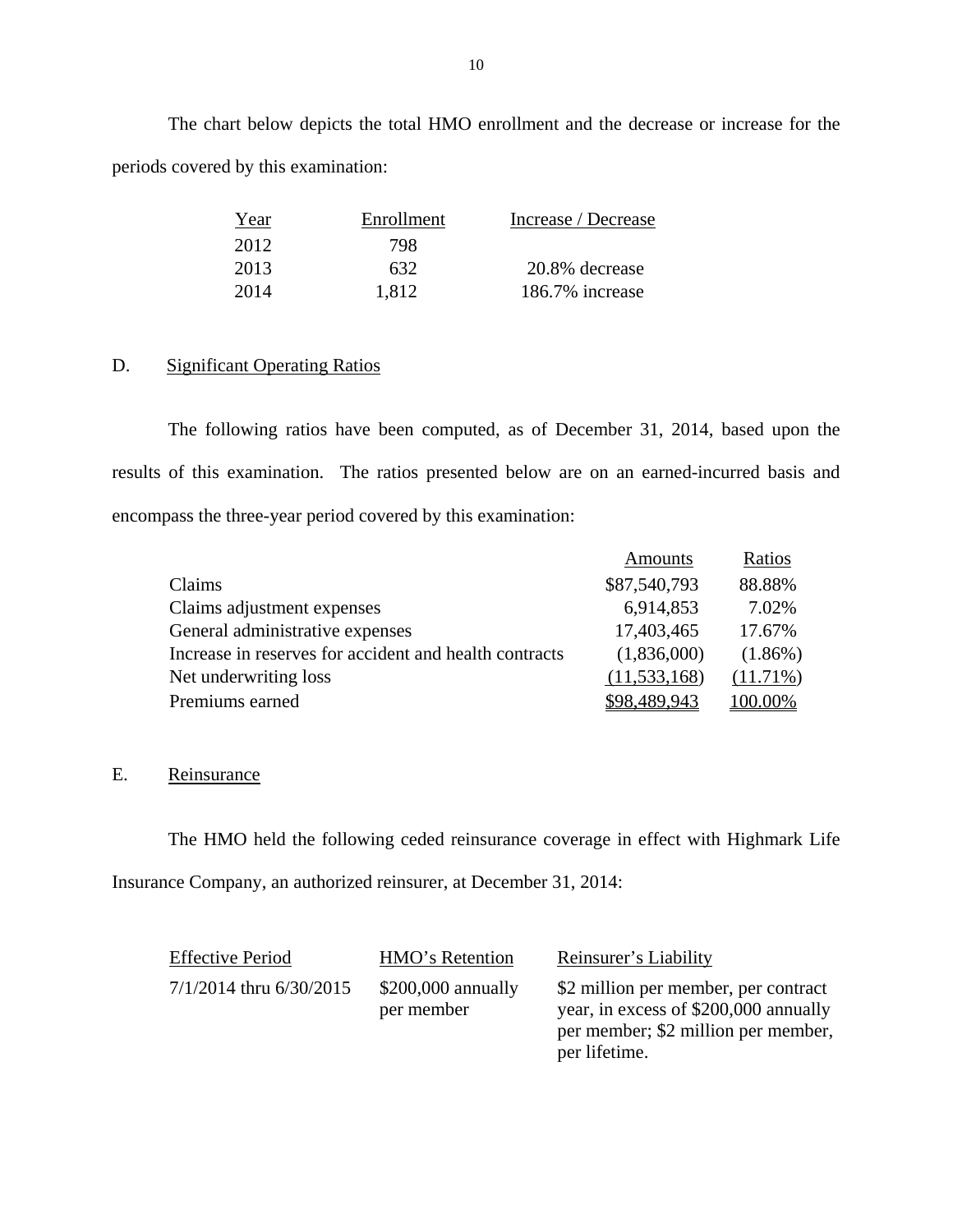The chart below depicts the total HMO enrollment and the decrease or increase for the periods covered by this examination:

| Year | Enrollment | Increase / Decrease |
|---|---|---|
| 2012 | 798 | |
| 2013 | 632 | 20.8% decrease |
| 2014 | 1,812 | 186.7% increase |

## D. Significant Operating Ratios

The following ratios have been computed, as of December 31, 2014, based upon the results of this examination. The ratios presented below are on an earned-incurred basis and encompass the three-year period covered by this examination:

| | Amounts | Ratios |
|---|---|---|
| Claims | $87,540,793 | 88.88% |
| Claims adjustment expenses | 6,914,853 | 7.02% |
| General administrative expenses | 17,403,465 | 17.67% |
| Increase in reserves for accident and health contracts | (1,836,000) | (1.86%) |
| Net underwriting loss | (11,533,168) | (11.71%) |
| Premiums earned | $98,489,943 | 100.00% |

## E. Reinsurance

The HMO held the following ceded reinsurance coverage in effect with Highmark Life Insurance Company, an authorized reinsurer, at December 31, 2014:

| Effective Period | HMO's Retention | Reinsurer's Liability |
|---|---|---|
| 7/1/2014 thru 6/30/2015 | $200,000 annually per member | $2 million per member, per contract year, in excess of $200,000 annually per member; $2 million per member, per lifetime. |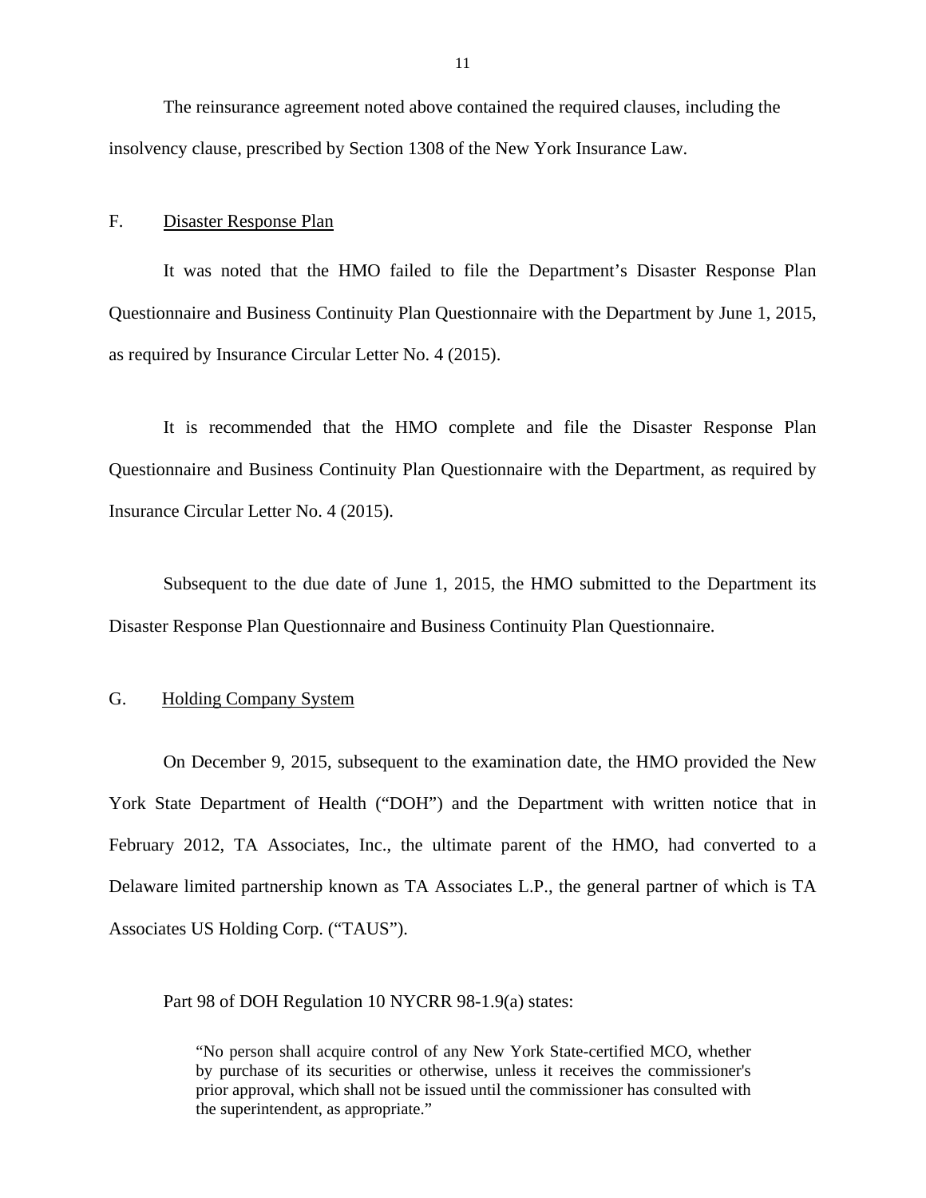The reinsurance agreement noted above contained the required clauses, including the insolvency clause, prescribed by Section 1308 of the New York Insurance Law.

## F. Disaster Response Plan

It was noted that the HMO failed to file the Department's Disaster Response Plan Questionnaire and Business Continuity Plan Questionnaire with the Department by June 1, 2015, as required by Insurance Circular Letter No. 4 (2015).

It is recommended that the HMO complete and file the Disaster Response Plan Questionnaire and Business Continuity Plan Questionnaire with the Department, as required by Insurance Circular Letter No. 4 (2015).

Subsequent to the due date of June 1, 2015, the HMO submitted to the Department its Disaster Response Plan Questionnaire and Business Continuity Plan Questionnaire.

## G. Holding Company System

On December 9, 2015, subsequent to the examination date, the HMO provided the New York State Department of Health ("DOH") and the Department with written notice that in February 2012, TA Associates, Inc., the ultimate parent of the HMO, had converted to a Delaware limited partnership known as TA Associates L.P., the general partner of which is TA Associates US Holding Corp. ("TAUS").

Part 98 of DOH Regulation 10 NYCRR 98-1.9(a) states:

> "No person shall acquire control of any New York State-certified MCO, whether by purchase of its securities or otherwise, unless it receives the commissioner's prior approval, which shall not be issued until the commissioner has consulted with the superintendent, as appropriate."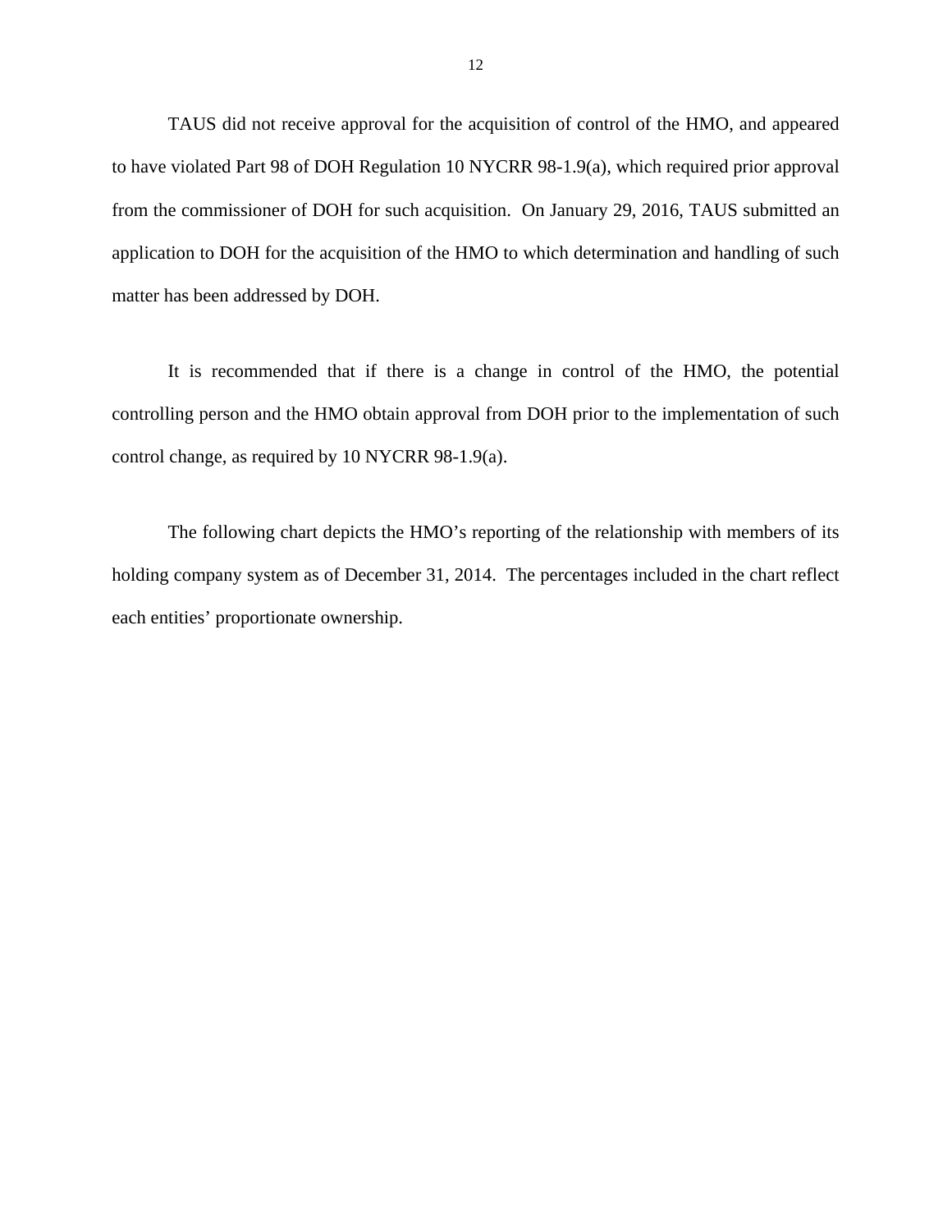TAUS did not receive approval for the acquisition of control of the HMO, and appeared to have violated Part 98 of DOH Regulation 10 NYCRR 98-1.9(a), which required prior approval from the commissioner of DOH for such acquisition. On January 29, 2016, TAUS submitted an application to DOH for the acquisition of the HMO to which determination and handling of such matter has been addressed by DOH.

It is recommended that if there is a change in control of the HMO, the potential controlling person and the HMO obtain approval from DOH prior to the implementation of such control change, as required by 10 NYCRR 98-1.9(a).

The following chart depicts the HMO's reporting of the relationship with members of its holding company system as of December 31, 2014. The percentages included in the chart reflect each entities' proportionate ownership.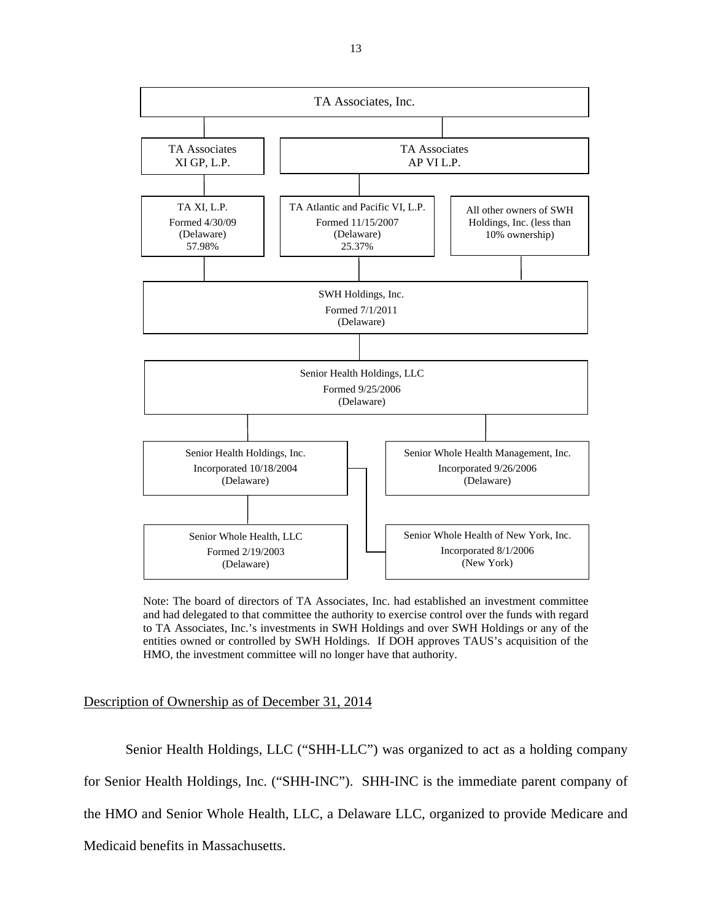TA Associates, Inc.

- TA Associates XI GP, L.P.
  - TA XI, L.P. — Formed 4/30/09 (Delaware) — 57.98%
- TA Associates AP VI L.P.
  - TA Atlantic and Pacific VI, L.P. — Formed 11/15/2007 (Delaware) — 25.37%
- All other owners of SWH Holdings, Inc. (less than 10% ownership)

SWH Holdings, Inc. — Formed 7/1/2011 (Delaware)

Senior Health Holdings, LLC — Formed 9/25/2006 (Delaware)

- Senior Health Holdings, Inc. — Incorporated 10/18/2004 (Delaware)
  - Senior Whole Health, LLC — Formed 2/19/2003 (Delaware)
  - Senior Whole Health of New York, Inc. — Incorporated 8/1/2006 (New York)
- Senior Whole Health Management, Inc. — Incorporated 9/26/2006 (Delaware)

Note: The board of directors of TA Associates, Inc. had established an investment committee and had delegated to that committee the authority to exercise control over the funds with regard to TA Associates, Inc.'s investments in SWH Holdings and over SWH Holdings or any of the entities owned or controlled by SWH Holdings. If DOH approves TAUS's acquisition of the HMO, the investment committee will no longer have that authority.

Description of Ownership as of December 31, 2014

Senior Health Holdings, LLC ("SHH-LLC") was organized to act as a holding company for Senior Health Holdings, Inc. ("SHH-INC"). SHH-INC is the immediate parent company of the HMO and Senior Whole Health, LLC, a Delaware LLC, organized to provide Medicare and Medicaid benefits in Massachusetts.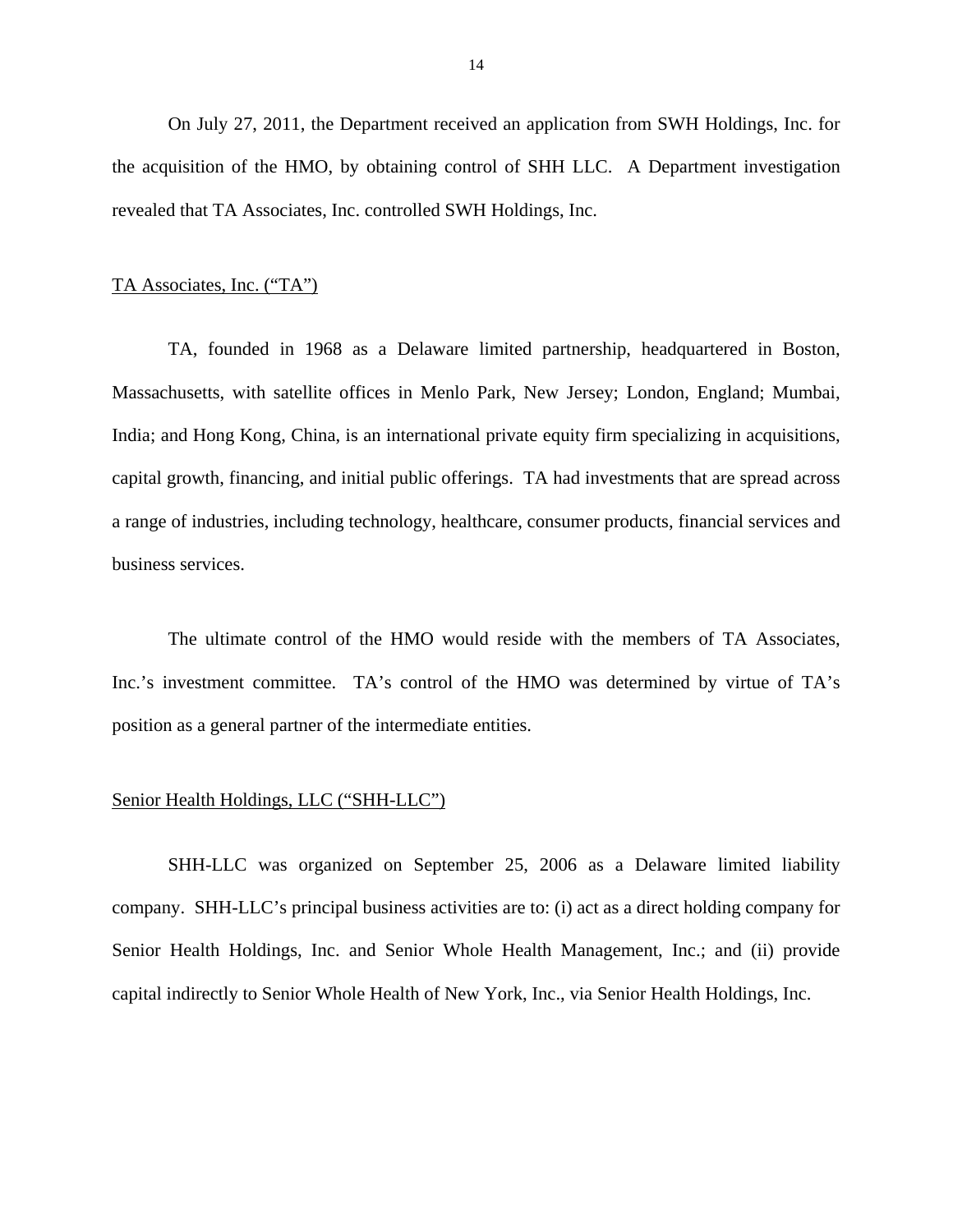On July 27, 2011, the Department received an application from SWH Holdings, Inc. for the acquisition of the HMO, by obtaining control of SHH LLC. A Department investigation revealed that TA Associates, Inc. controlled SWH Holdings, Inc.

<u>TA Associates, Inc. (“TA”)</u>

TA, founded in 1968 as a Delaware limited partnership, headquartered in Boston, Massachusetts, with satellite offices in Menlo Park, New Jersey; London, England; Mumbai, India; and Hong Kong, China, is an international private equity firm specializing in acquisitions, capital growth, financing, and initial public offerings. TA had investments that are spread across a range of industries, including technology, healthcare, consumer products, financial services and business services.

The ultimate control of the HMO would reside with the members of TA Associates, Inc.’s investment committee. TA’s control of the HMO was determined by virtue of TA’s position as a general partner of the intermediate entities.

<u>Senior Health Holdings, LLC (“SHH-LLC”)</u>

SHH-LLC was organized on September 25, 2006 as a Delaware limited liability company. SHH-LLC’s principal business activities are to: (i) act as a direct holding company for Senior Health Holdings, Inc. and Senior Whole Health Management, Inc.; and (ii) provide capital indirectly to Senior Whole Health of New York, Inc., via Senior Health Holdings, Inc.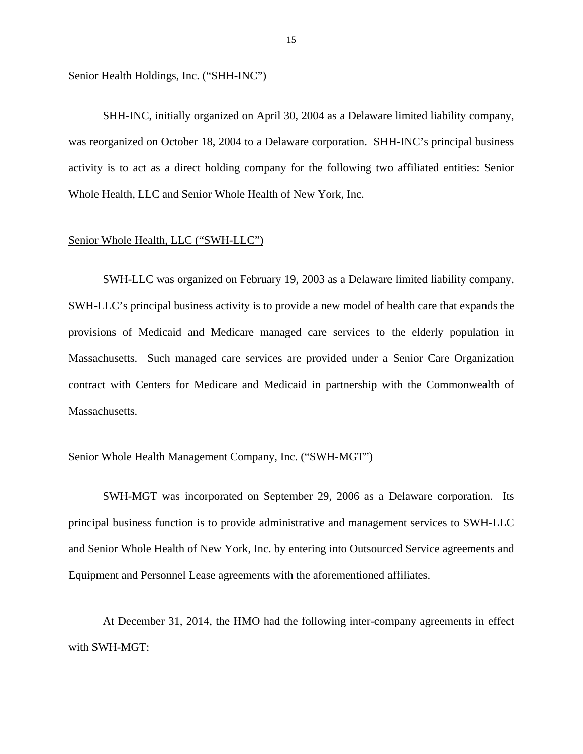<u>Senior Health Holdings, Inc. ("SHH-INC")</u>

SHH-INC, initially organized on April 30, 2004 as a Delaware limited liability company, was reorganized on October 18, 2004 to a Delaware corporation. SHH-INC's principal business activity is to act as a direct holding company for the following two affiliated entities: Senior Whole Health, LLC and Senior Whole Health of New York, Inc.

<u>Senior Whole Health, LLC ("SWH-LLC")</u>

SWH-LLC was organized on February 19, 2003 as a Delaware limited liability company. SWH-LLC's principal business activity is to provide a new model of health care that expands the provisions of Medicaid and Medicare managed care services to the elderly population in Massachusetts. Such managed care services are provided under a Senior Care Organization contract with Centers for Medicare and Medicaid in partnership with the Commonwealth of Massachusetts.

<u>Senior Whole Health Management Company, Inc. ("SWH-MGT")</u>

SWH-MGT was incorporated on September 29, 2006 as a Delaware corporation. Its principal business function is to provide administrative and management services to SWH-LLC and Senior Whole Health of New York, Inc. by entering into Outsourced Service agreements and Equipment and Personnel Lease agreements with the aforementioned affiliates.

At December 31, 2014, the HMO had the following inter-company agreements in effect with SWH-MGT: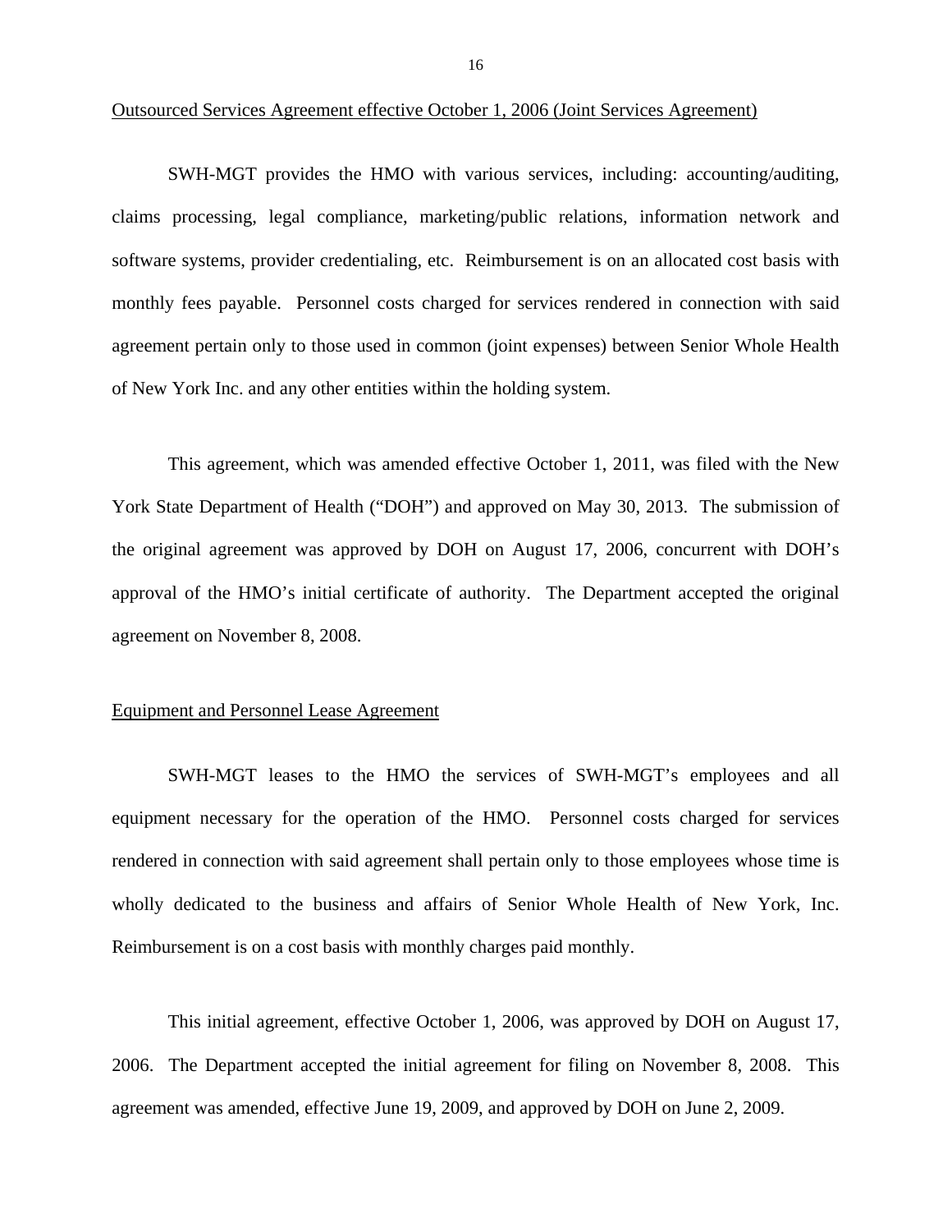Outsourced Services Agreement effective October 1, 2006 (Joint Services Agreement)

SWH-MGT provides the HMO with various services, including: accounting/auditing, claims processing, legal compliance, marketing/public relations, information network and software systems, provider credentialing, etc. Reimbursement is on an allocated cost basis with monthly fees payable. Personnel costs charged for services rendered in connection with said agreement pertain only to those used in common (joint expenses) between Senior Whole Health of New York Inc. and any other entities within the holding system.

This agreement, which was amended effective October 1, 2011, was filed with the New York State Department of Health ("DOH") and approved on May 30, 2013. The submission of the original agreement was approved by DOH on August 17, 2006, concurrent with DOH's approval of the HMO's initial certificate of authority. The Department accepted the original agreement on November 8, 2008.

Equipment and Personnel Lease Agreement

SWH-MGT leases to the HMO the services of SWH-MGT's employees and all equipment necessary for the operation of the HMO. Personnel costs charged for services rendered in connection with said agreement shall pertain only to those employees whose time is wholly dedicated to the business and affairs of Senior Whole Health of New York, Inc. Reimbursement is on a cost basis with monthly charges paid monthly.

This initial agreement, effective October 1, 2006, was approved by DOH on August 17, 2006. The Department accepted the initial agreement for filing on November 8, 2008. This agreement was amended, effective June 19, 2009, and approved by DOH on June 2, 2009.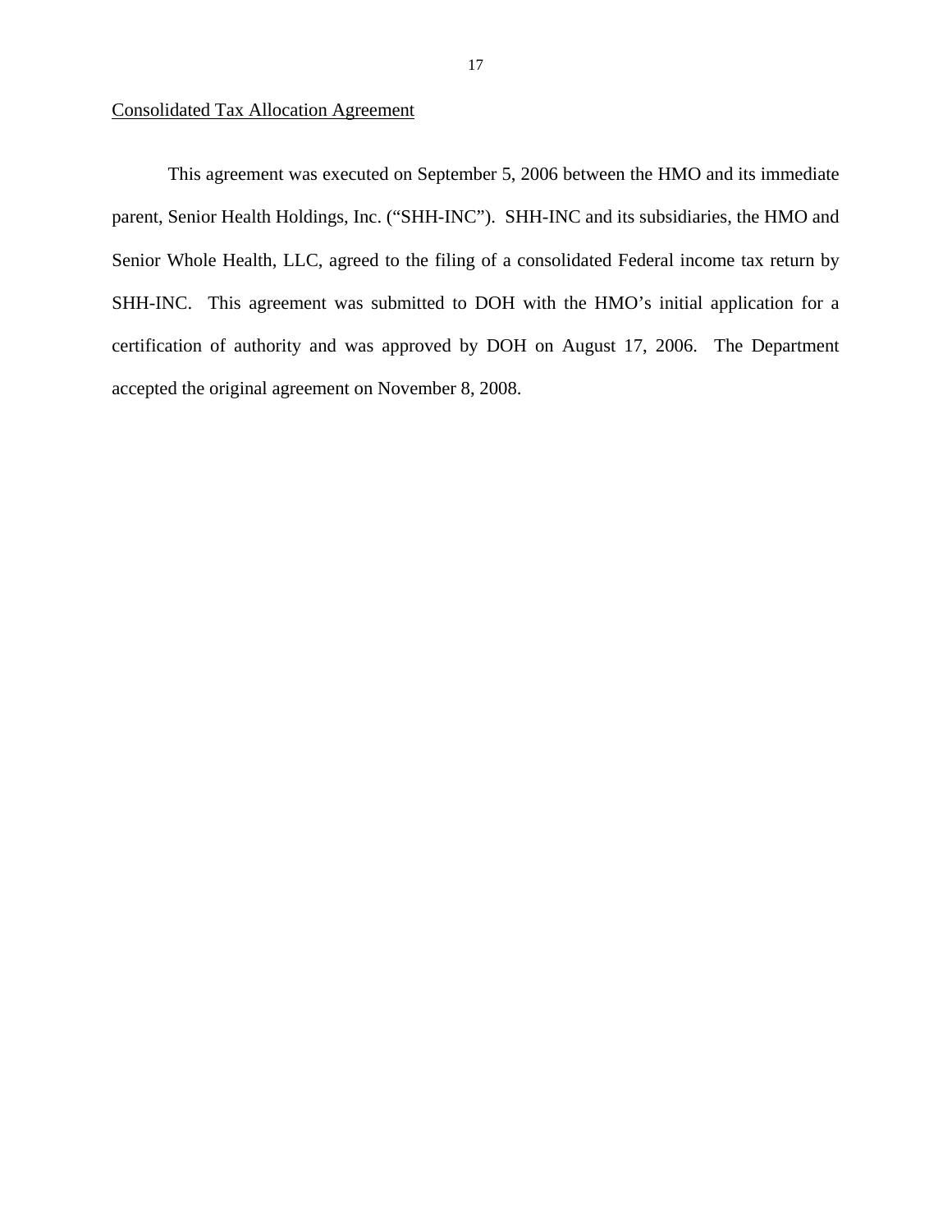Consolidated Tax Allocation Agreement

This agreement was executed on September 5, 2006 between the HMO and its immediate parent, Senior Health Holdings, Inc. ("SHH-INC"). SHH-INC and its subsidiaries, the HMO and Senior Whole Health, LLC, agreed to the filing of a consolidated Federal income tax return by SHH-INC. This agreement was submitted to DOH with the HMO's initial application for a certification of authority and was approved by DOH on August 17, 2006. The Department accepted the original agreement on November 8, 2008.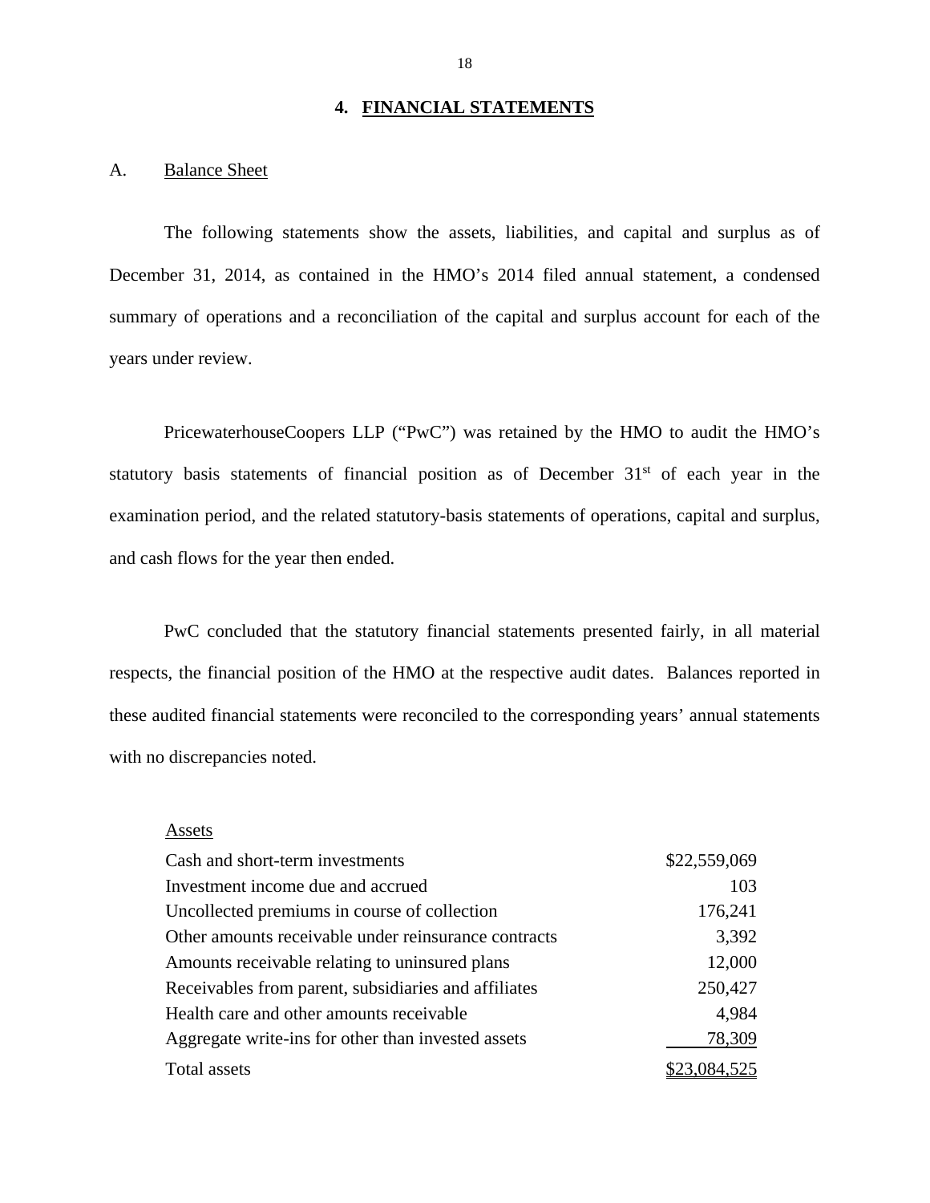## 4. FINANCIAL STATEMENTS

A. Balance Sheet

The following statements show the assets, liabilities, and capital and surplus as of December 31, 2014, as contained in the HMO's 2014 filed annual statement, a condensed summary of operations and a reconciliation of the capital and surplus account for each of the years under review.

PricewaterhouseCoopers LLP ("PwC") was retained by the HMO to audit the HMO's statutory basis statements of financial position as of December 31st of each year in the examination period, and the related statutory-basis statements of operations, capital and surplus, and cash flows for the year then ended.

PwC concluded that the statutory financial statements presented fairly, in all material respects, the financial position of the HMO at the respective audit dates. Balances reported in these audited financial statements were reconciled to the corresponding years' annual statements with no discrepancies noted.

| Assets | |
|---|---|
| Cash and short-term investments | $22,559,069 |
| Investment income due and accrued | 103 |
| Uncollected premiums in course of collection | 176,241 |
| Other amounts receivable under reinsurance contracts | 3,392 |
| Amounts receivable relating to uninsured plans | 12,000 |
| Receivables from parent, subsidiaries and affiliates | 250,427 |
| Health care and other amounts receivable | 4,984 |
| Aggregate write-ins for other than invested assets | 78,309 |
| Total assets | $23,084,525 |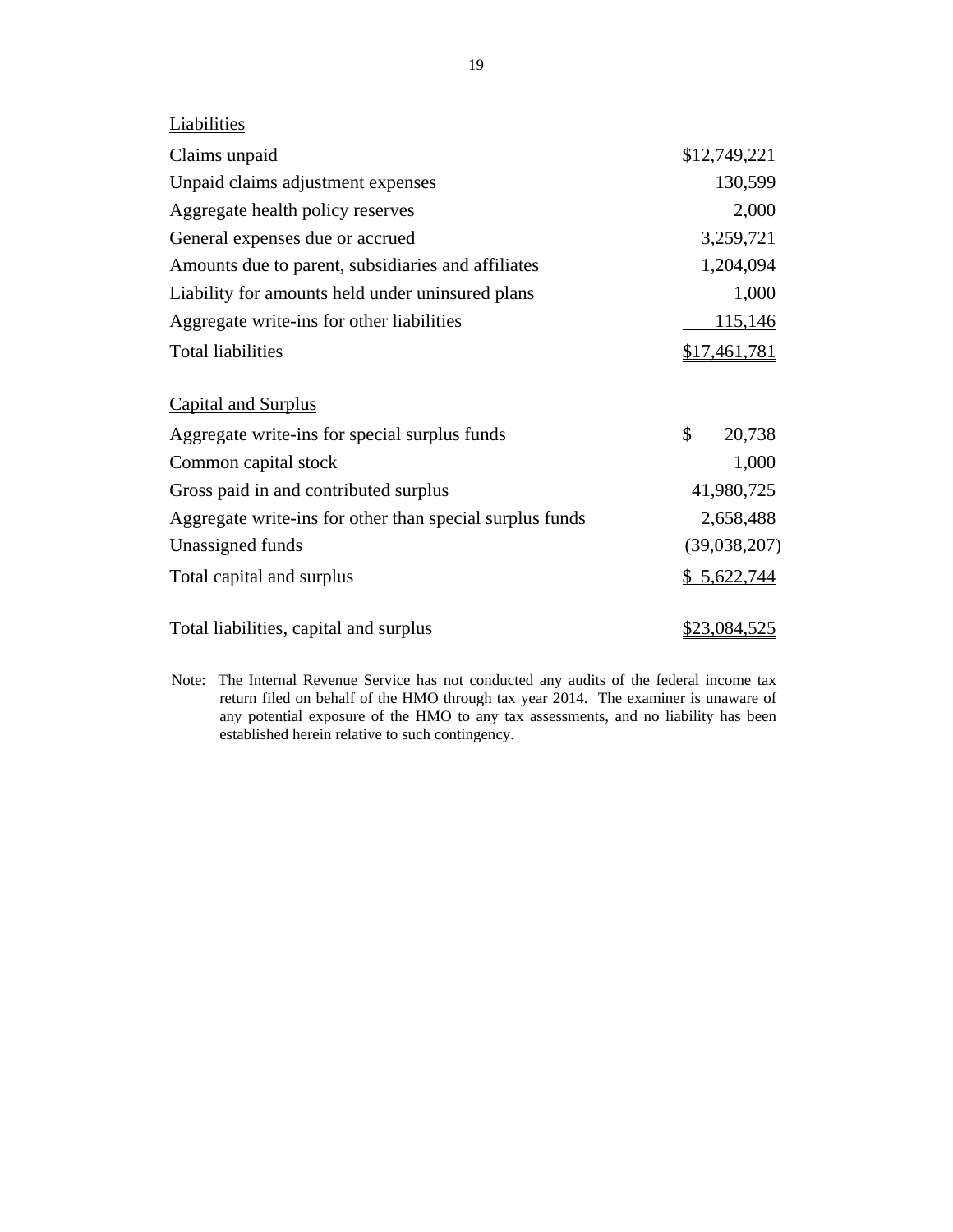| Liabilities | |
|---|---|
| Claims unpaid | $12,749,221 |
| Unpaid claims adjustment expenses | 130,599 |
| Aggregate health policy reserves | 2,000 |
| General expenses due or accrued | 3,259,721 |
| Amounts due to parent, subsidiaries and affiliates | 1,204,094 |
| Liability for amounts held under uninsured plans | 1,000 |
| Aggregate write-ins for other liabilities | 115,146 |
| Total liabilities | $17,461,781 |
| | |
| Capital and Surplus | |
| Aggregate write-ins for special surplus funds | $ 20,738 |
| Common capital stock | 1,000 |
| Gross paid in and contributed surplus | 41,980,725 |
| Aggregate write-ins for other than special surplus funds | 2,658,488 |
| Unassigned funds | (39,038,207) |
| Total capital and surplus | $ 5,622,744 |
| | |
| Total liabilities, capital and surplus | $23,084,525 |

Note: The Internal Revenue Service has not conducted any audits of the federal income tax return filed on behalf of the HMO through tax year 2014. The examiner is unaware of any potential exposure of the HMO to any tax assessments, and no liability has been established herein relative to such contingency.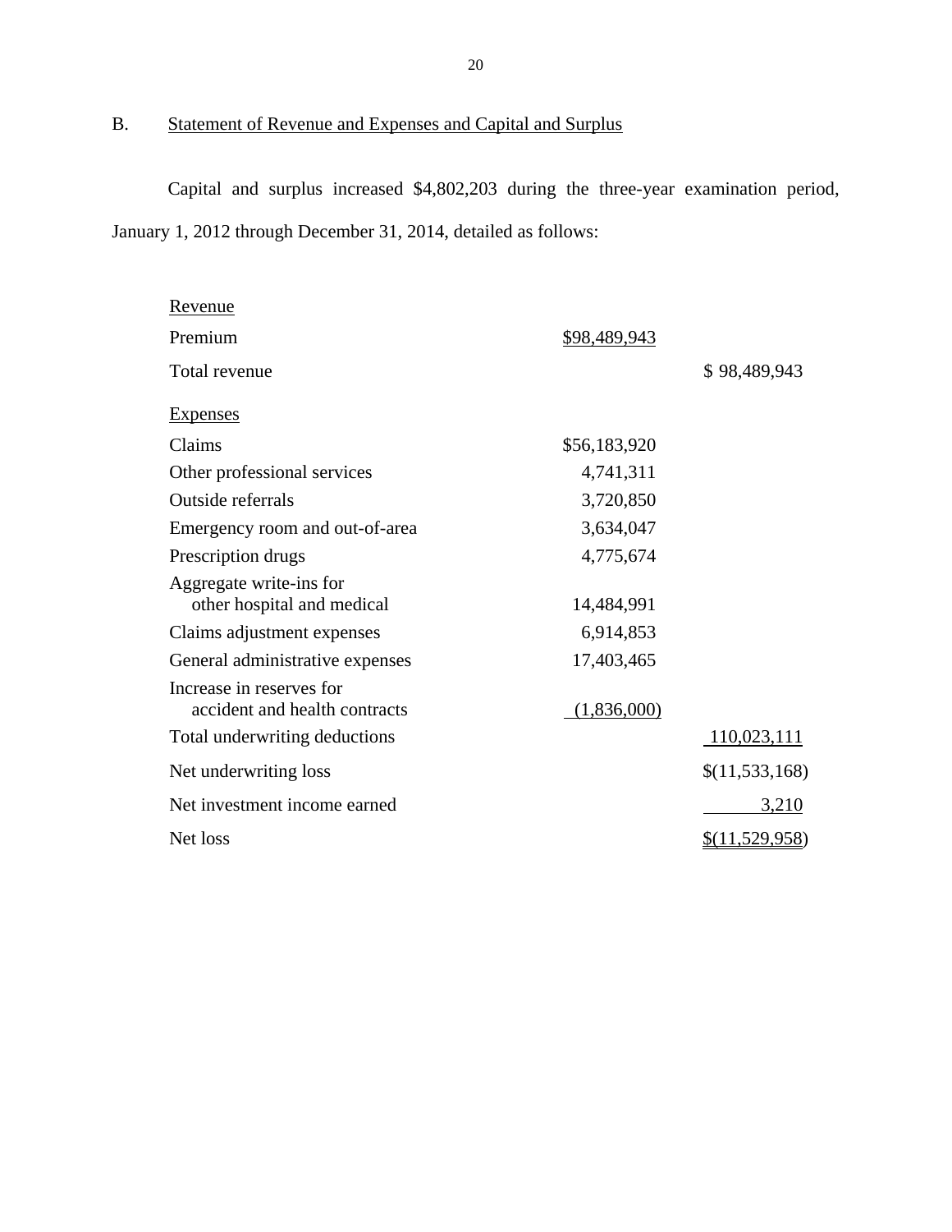## B. Statement of Revenue and Expenses and Capital and Surplus

Capital and surplus increased $4,802,203 during the three-year examination period, January 1, 2012 through December 31, 2014, detailed as follows:

| | | |
|---|---|---|
| Revenue | | |
| Premium | $98,489,943 | |
| Total revenue | | $ 98,489,943 |
| Expenses | | |
| Claims | $56,183,920 | |
| Other professional services | 4,741,311 | |
| Outside referrals | 3,720,850 | |
| Emergency room and out-of-area | 3,634,047 | |
| Prescription drugs | 4,775,674 | |
| Aggregate write-ins for other hospital and medical | 14,484,991 | |
| Claims adjustment expenses | 6,914,853 | |
| General administrative expenses | 17,403,465 | |
| Increase in reserves for accident and health contracts | (1,836,000) | |
| Total underwriting deductions | | 110,023,111 |
| Net underwriting loss | | $(11,533,168) |
| Net investment income earned | | 3,210 |
| Net loss | | $(11,529,958) |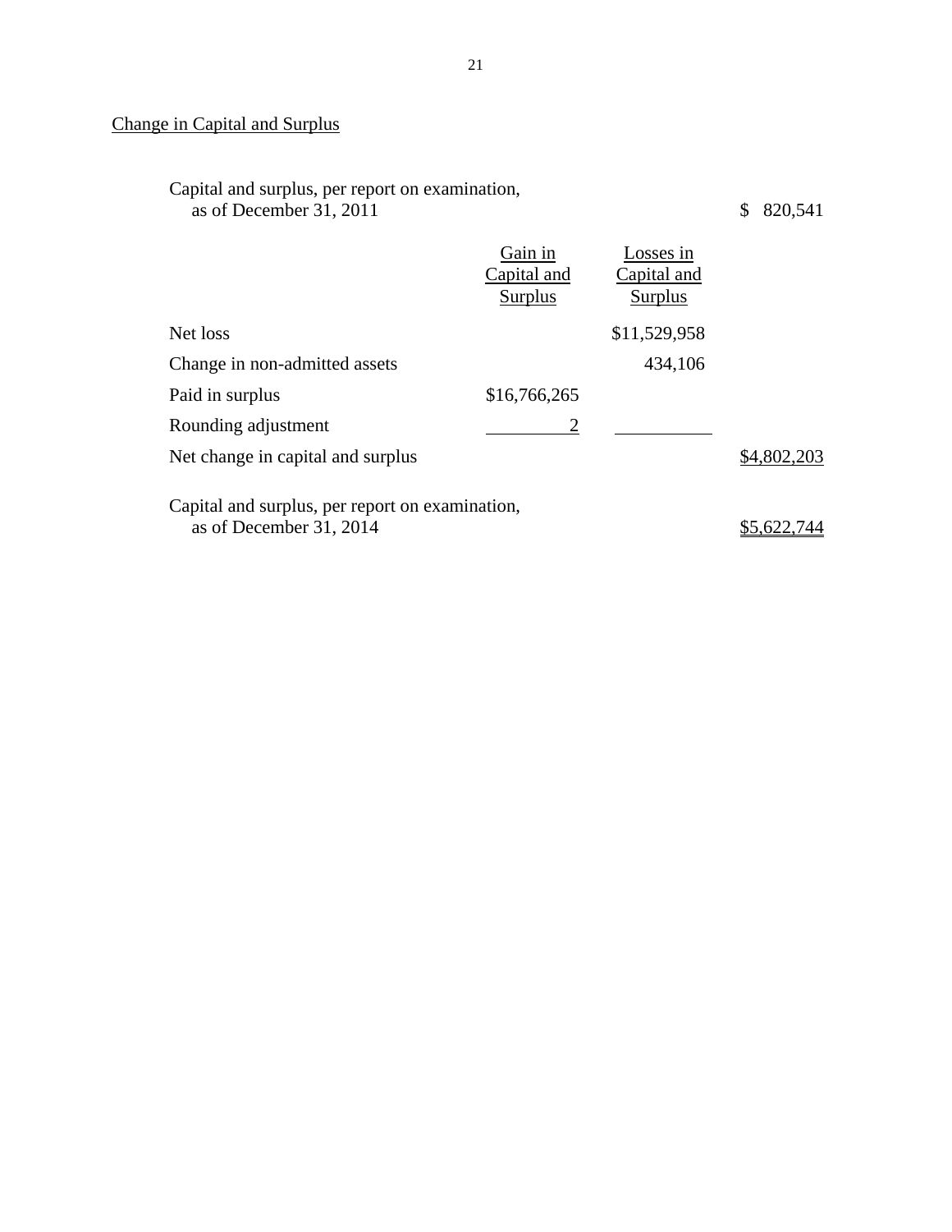## Change in Capital and Surplus

| | Gain in Capital and Surplus | Losses in Capital and Surplus | |
|---|---|---|---|
| Capital and surplus, per report on examination, as of December 31, 2011 | | | $ 820,541 |
| Net loss | | $11,529,958 | |
| Change in non-admitted assets | | 434,106 | |
| Paid in surplus | $16,766,265 | | |
| Rounding adjustment | 2 | | |
| Net change in capital and surplus | | | $4,802,203 |
| Capital and surplus, per report on examination, as of December 31, 2014 | | | $5,622,744 |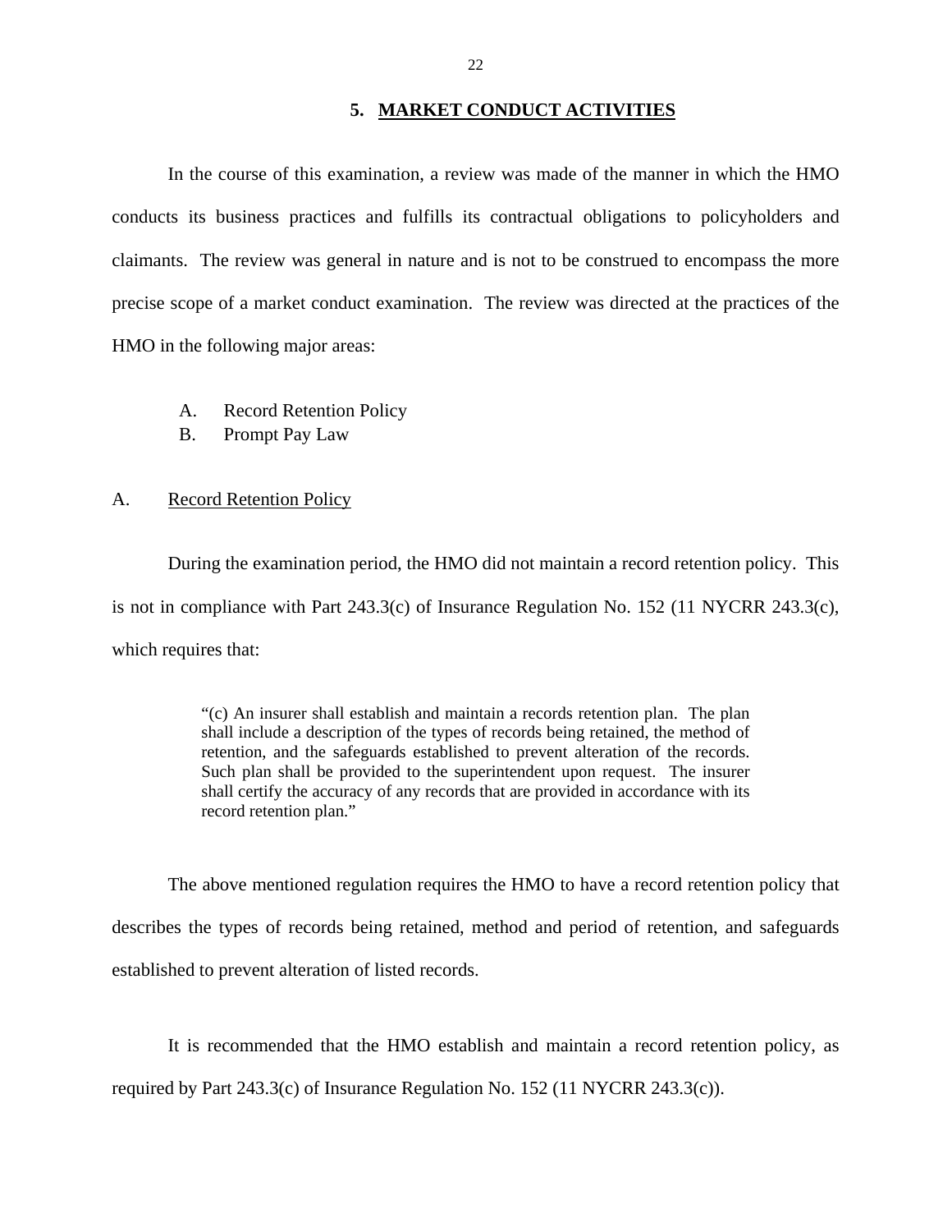## 5. MARKET CONDUCT ACTIVITIES

In the course of this examination, a review was made of the manner in which the HMO conducts its business practices and fulfills its contractual obligations to policyholders and claimants. The review was general in nature and is not to be construed to encompass the more precise scope of a market conduct examination. The review was directed at the practices of the HMO in the following major areas:

A. Record Retention Policy
B. Prompt Pay Law

A. Record Retention Policy

During the examination period, the HMO did not maintain a record retention policy. This is not in compliance with Part 243.3(c) of Insurance Regulation No. 152 (11 NYCRR 243.3(c), which requires that:

> "(c) An insurer shall establish and maintain a records retention plan. The plan shall include a description of the types of records being retained, the method of retention, and the safeguards established to prevent alteration of the records. Such plan shall be provided to the superintendent upon request. The insurer shall certify the accuracy of any records that are provided in accordance with its record retention plan."

The above mentioned regulation requires the HMO to have a record retention policy that describes the types of records being retained, method and period of retention, and safeguards established to prevent alteration of listed records.

It is recommended that the HMO establish and maintain a record retention policy, as required by Part 243.3(c) of Insurance Regulation No. 152 (11 NYCRR 243.3(c)).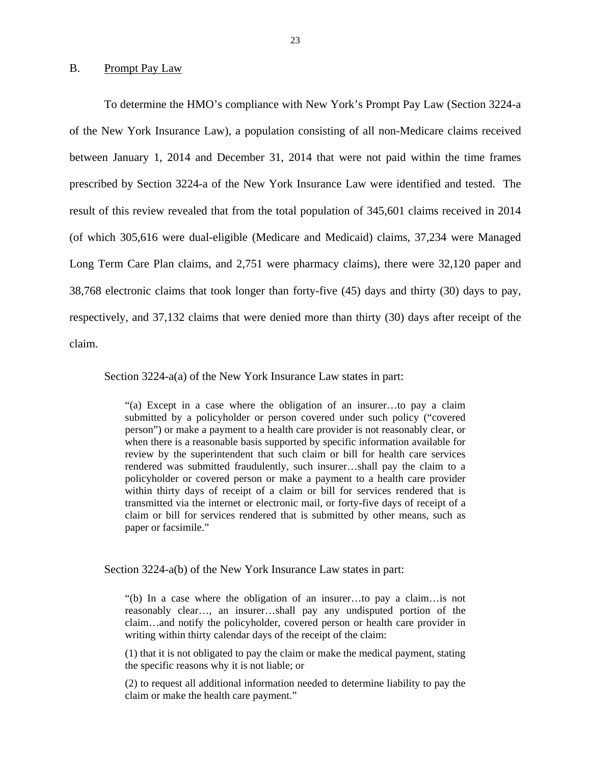## B. Prompt Pay Law

To determine the HMO's compliance with New York's Prompt Pay Law (Section 3224-a of the New York Insurance Law), a population consisting of all non-Medicare claims received between January 1, 2014 and December 31, 2014 that were not paid within the time frames prescribed by Section 3224-a of the New York Insurance Law were identified and tested. The result of this review revealed that from the total population of 345,601 claims received in 2014 (of which 305,616 were dual-eligible (Medicare and Medicaid) claims, 37,234 were Managed Long Term Care Plan claims, and 2,751 were pharmacy claims), there were 32,120 paper and 38,768 electronic claims that took longer than forty-five (45) days and thirty (30) days to pay, respectively, and 37,132 claims that were denied more than thirty (30) days after receipt of the claim.

Section 3224-a(a) of the New York Insurance Law states in part:

> "(a) Except in a case where the obligation of an insurer…to pay a claim submitted by a policyholder or person covered under such policy ("covered person") or make a payment to a health care provider is not reasonably clear, or when there is a reasonable basis supported by specific information available for review by the superintendent that such claim or bill for health care services rendered was submitted fraudulently, such insurer…shall pay the claim to a policyholder or covered person or make a payment to a health care provider within thirty days of receipt of a claim or bill for services rendered that is transmitted via the internet or electronic mail, or forty-five days of receipt of a claim or bill for services rendered that is submitted by other means, such as paper or facsimile."

Section 3224-a(b) of the New York Insurance Law states in part:

> "(b) In a case where the obligation of an insurer…to pay a claim…is not reasonably clear…, an insurer…shall pay any undisputed portion of the claim…and notify the policyholder, covered person or health care provider in writing within thirty calendar days of the receipt of the claim:
>
> (1) that it is not obligated to pay the claim or make the medical payment, stating the specific reasons why it is not liable; or
>
> (2) to request all additional information needed to determine liability to pay the claim or make the health care payment."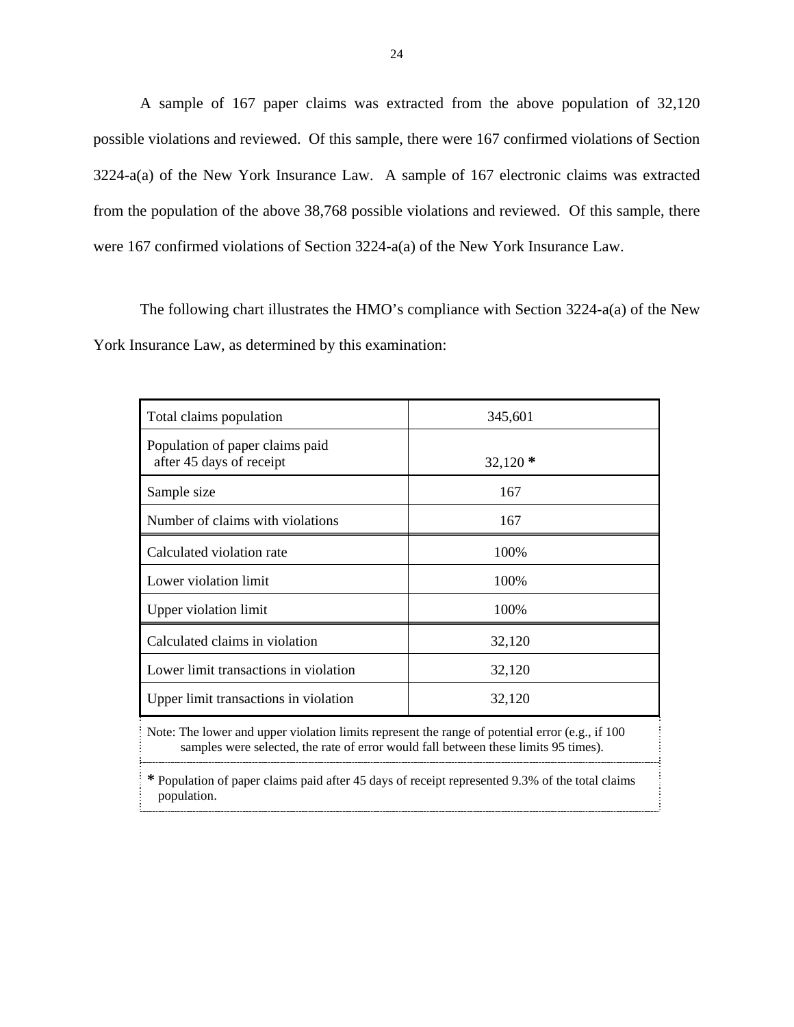A sample of 167 paper claims was extracted from the above population of 32,120 possible violations and reviewed. Of this sample, there were 167 confirmed violations of Section 3224-a(a) of the New York Insurance Law. A sample of 167 electronic claims was extracted from the population of the above 38,768 possible violations and reviewed. Of this sample, there were 167 confirmed violations of Section 3224-a(a) of the New York Insurance Law.

The following chart illustrates the HMO's compliance with Section 3224-a(a) of the New York Insurance Law, as determined by this examination:

| | |
|---|---|
| Total claims population | 345,601 |
| Population of paper claims paid after 45 days of receipt | 32,120 * |
| Sample size | 167 |
| Number of claims with violations | 167 |
| Calculated violation rate | 100% |
| Lower violation limit | 100% |
| Upper violation limit | 100% |
| Calculated claims in violation | 32,120 |
| Lower limit transactions in violation | 32,120 |
| Upper limit transactions in violation | 32,120 |

Note: The lower and upper violation limits represent the range of potential error (e.g., if 100 samples were selected, the rate of error would fall between these limits 95 times).

* Population of paper claims paid after 45 days of receipt represented 9.3% of the total claims population.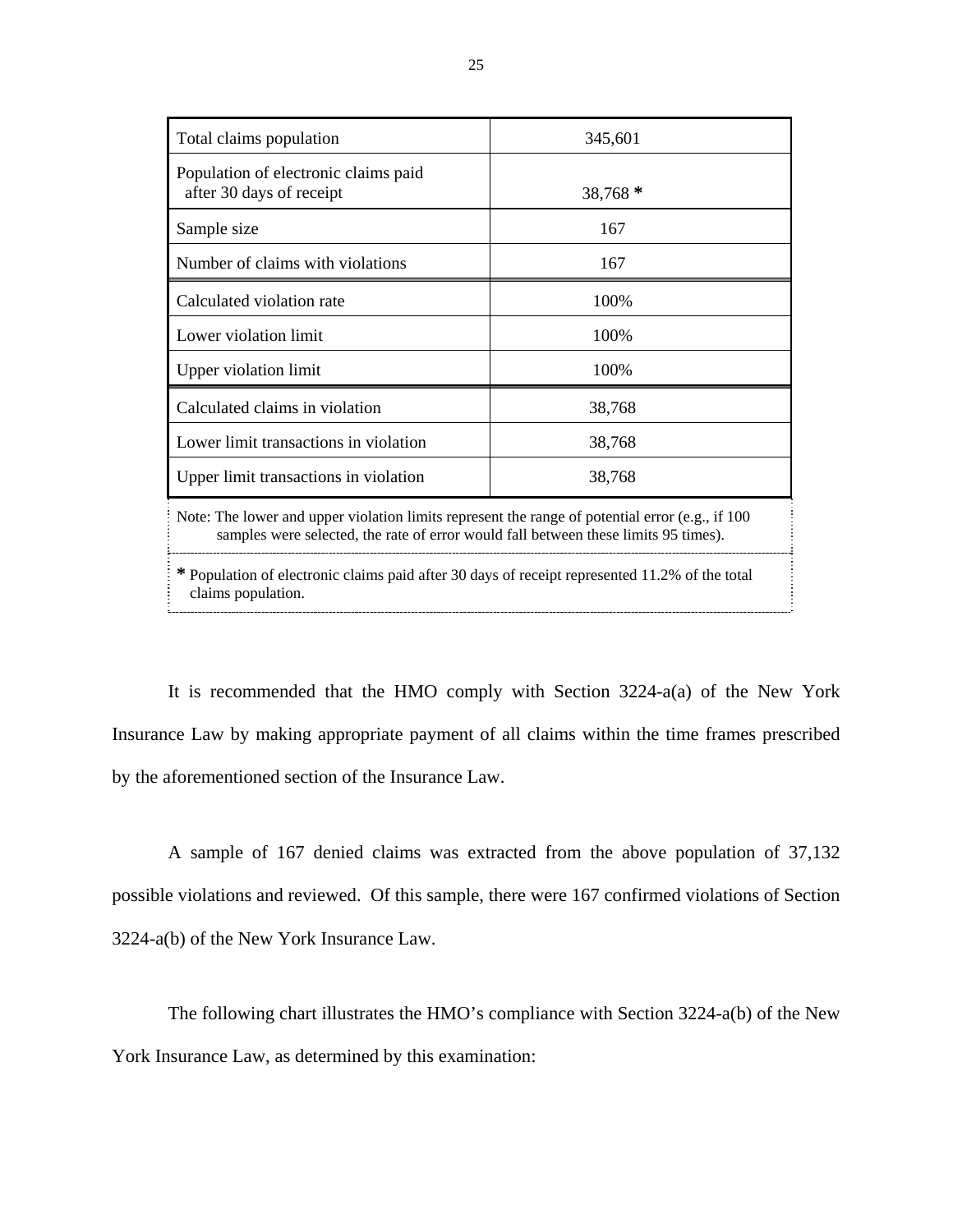| Total claims population | 345,601 |
|---|---|
| Population of electronic claims paid after 30 days of receipt | 38,768 * |
| Sample size | 167 |
| Number of claims with violations | 167 |
| Calculated violation rate | 100% |
| Lower violation limit | 100% |
| Upper violation limit | 100% |
| Calculated claims in violation | 38,768 |
| Lower limit transactions in violation | 38,768 |
| Upper limit transactions in violation | 38,768 |

Note: The lower and upper violation limits represent the range of potential error (e.g., if 100 samples were selected, the rate of error would fall between these limits 95 times).

* Population of electronic claims paid after 30 days of receipt represented 11.2% of the total claims population.

It is recommended that the HMO comply with Section 3224-a(a) of the New York Insurance Law by making appropriate payment of all claims within the time frames prescribed by the aforementioned section of the Insurance Law.

A sample of 167 denied claims was extracted from the above population of 37,132 possible violations and reviewed. Of this sample, there were 167 confirmed violations of Section 3224-a(b) of the New York Insurance Law.

The following chart illustrates the HMO's compliance with Section 3224-a(b) of the New York Insurance Law, as determined by this examination: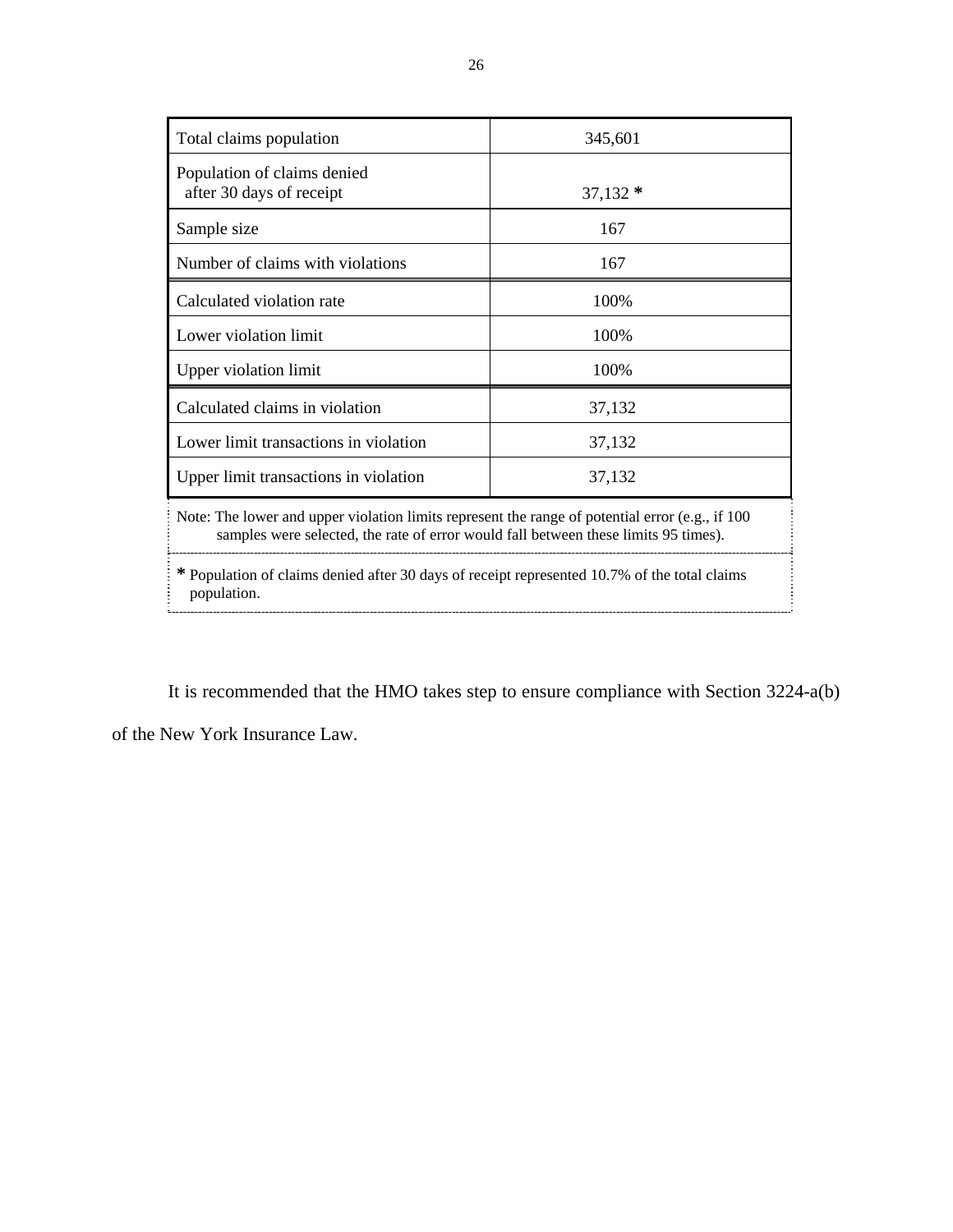| | |
|---|---|
| Total claims population | 345,601 |
| Population of claims denied after 30 days of receipt | 37,132 * |
| Sample size | 167 |
| Number of claims with violations | 167 |
| Calculated violation rate | 100% |
| Lower violation limit | 100% |
| Upper violation limit | 100% |
| Calculated claims in violation | 37,132 |
| Lower limit transactions in violation | 37,132 |
| Upper limit transactions in violation | 37,132 |

Note: The lower and upper violation limits represent the range of potential error (e.g., if 100 samples were selected, the rate of error would fall between these limits 95 times).

* Population of claims denied after 30 days of receipt represented 10.7% of the total claims population.

It is recommended that the HMO takes step to ensure compliance with Section 3224-a(b) of the New York Insurance Law.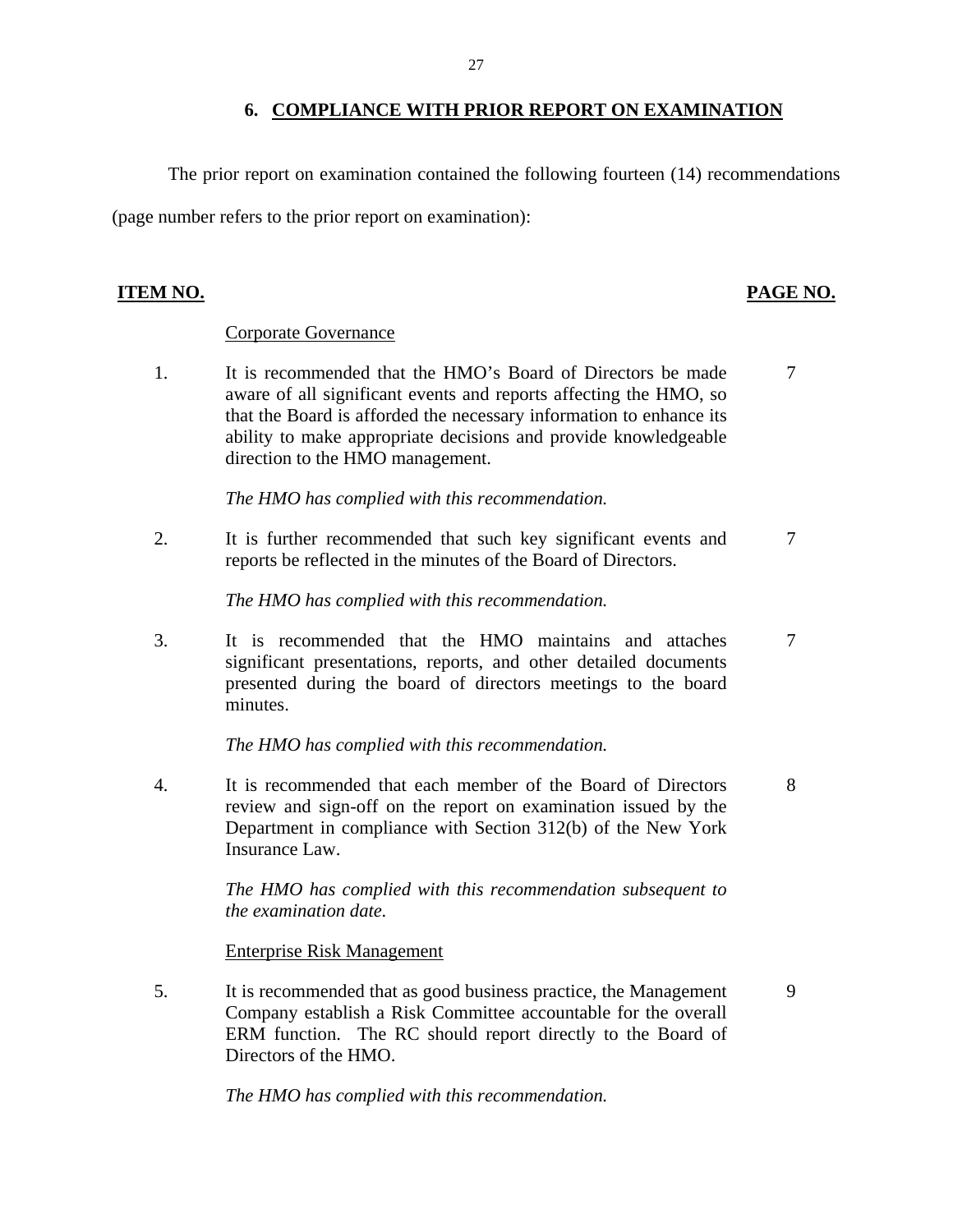## 6. COMPLIANCE WITH PRIOR REPORT ON EXAMINATION

The prior report on examination contained the following fourteen (14) recommendations (page number refers to the prior report on examination):

| ITEM NO. | | PAGE NO. |
|---|---|---|
| | Corporate Governance | |
| 1. | It is recommended that the HMO's Board of Directors be made aware of all significant events and reports affecting the HMO, so that the Board is afforded the necessary information to enhance its ability to make appropriate decisions and provide knowledgeable direction to the HMO management. | 7 |
| | *The HMO has complied with this recommendation.* | |
| 2. | It is further recommended that such key significant events and reports be reflected in the minutes of the Board of Directors. | 7 |
| | *The HMO has complied with this recommendation.* | |
| 3. | It is recommended that the HMO maintains and attaches significant presentations, reports, and other detailed documents presented during the board of directors meetings to the board minutes. | 7 |
| | *The HMO has complied with this recommendation.* | |
| 4. | It is recommended that each member of the Board of Directors review and sign-off on the report on examination issued by the Department in compliance with Section 312(b) of the New York Insurance Law. | 8 |
| | *The HMO has complied with this recommendation subsequent to the examination date.* | |
| | Enterprise Risk Management | |
| 5. | It is recommended that as good business practice, the Management Company establish a Risk Committee accountable for the overall ERM function. The RC should report directly to the Board of Directors of the HMO. | 9 |
| | *The HMO has complied with this recommendation.* | |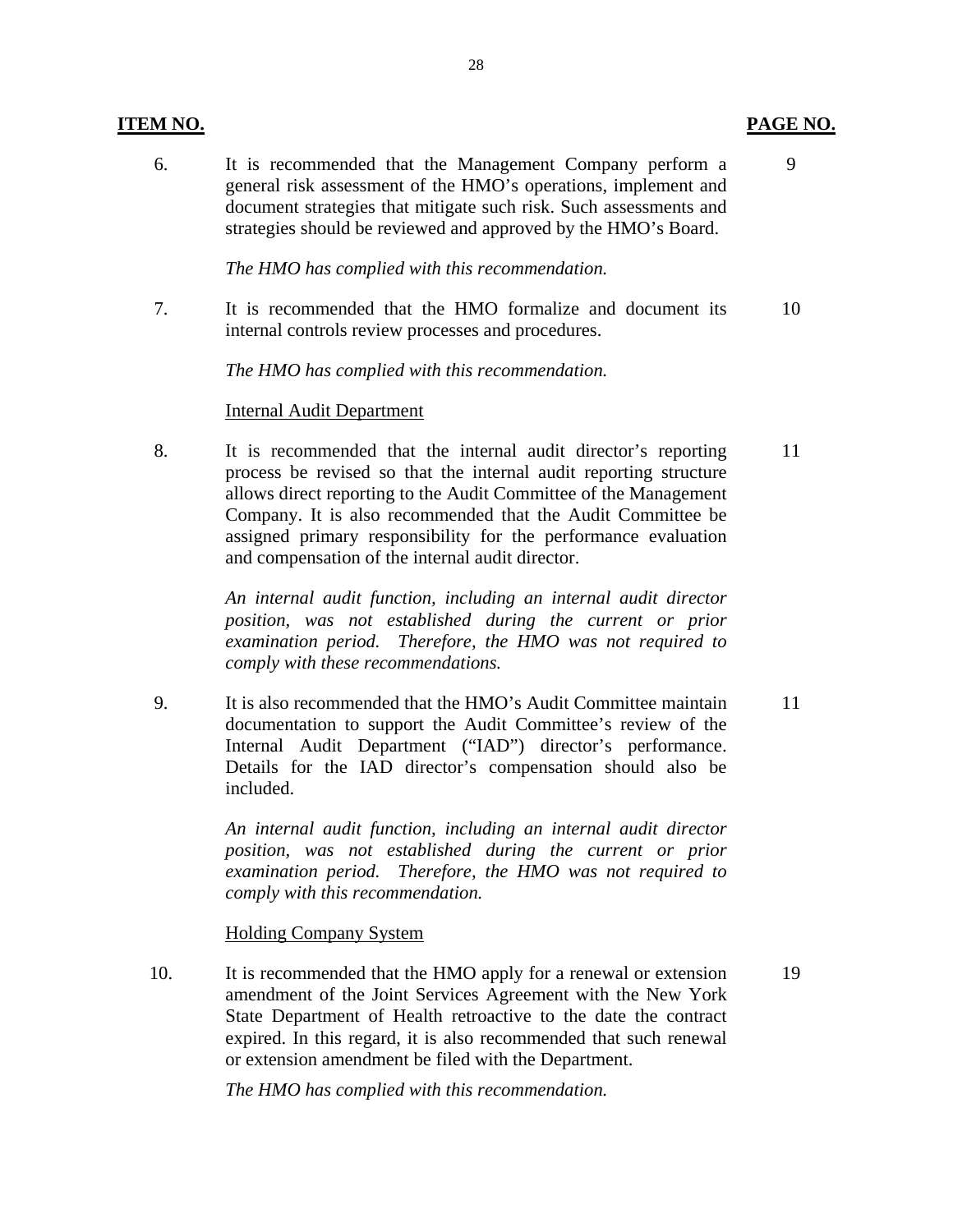| ITEM NO. | | PAGE NO. |
|---|---|---|
| 6. | It is recommended that the Management Company perform a general risk assessment of the HMO's operations, implement and document strategies that mitigate such risk. Such assessments and strategies should be reviewed and approved by the HMO's Board.<br><br>*The HMO has complied with this recommendation.* | 9 |
| 7. | It is recommended that the HMO formalize and document its internal controls review processes and procedures.<br><br>*The HMO has complied with this recommendation.* | 10 |
| | <u>Internal Audit Department</u> | |
| 8. | It is recommended that the internal audit director's reporting process be revised so that the internal audit reporting structure allows direct reporting to the Audit Committee of the Management Company. It is also recommended that the Audit Committee be assigned primary responsibility for the performance evaluation and compensation of the internal audit director.<br><br>*An internal audit function, including an internal audit director position, was not established during the current or prior examination period. Therefore, the HMO was not required to comply with these recommendations.* | 11 |
| 9. | It is also recommended that the HMO's Audit Committee maintain documentation to support the Audit Committee's review of the Internal Audit Department ("IAD") director's performance. Details for the IAD director's compensation should also be included.<br><br>*An internal audit function, including an internal audit director position, was not established during the current or prior examination period. Therefore, the HMO was not required to comply with this recommendation.* | 11 |
| | <u>Holding Company System</u> | |
| 10. | It is recommended that the HMO apply for a renewal or extension amendment of the Joint Services Agreement with the New York State Department of Health retroactive to the date the contract expired. In this regard, it is also recommended that such renewal or extension amendment be filed with the Department.<br><br>*The HMO has complied with this recommendation.* | 19 |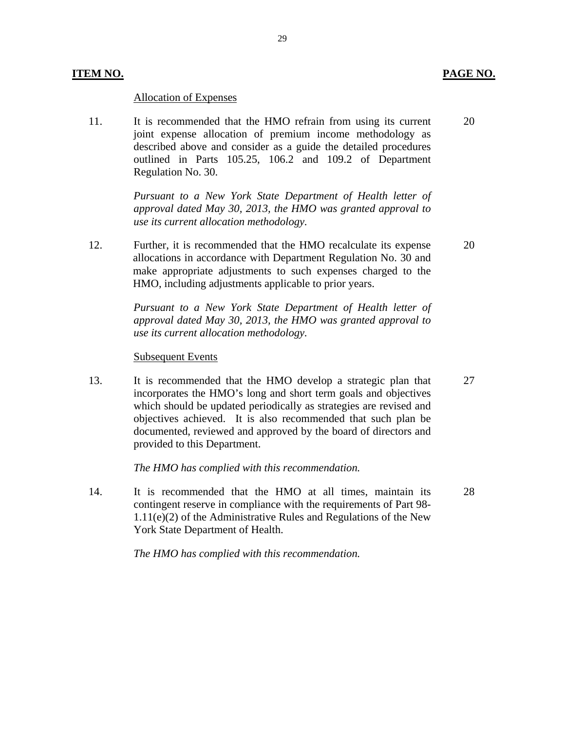| **ITEM NO.** | | **PAGE NO.** |
|---|---|---|
| | Allocation of Expenses | |
| 11. | It is recommended that the HMO refrain from using its current joint expense allocation of premium income methodology as described above and consider as a guide the detailed procedures outlined in Parts 105.25, 106.2 and 109.2 of Department Regulation No. 30.<br><br>*Pursuant to a New York State Department of Health letter of approval dated May 30, 2013, the HMO was granted approval to use its current allocation methodology.* | 20 |
| 12. | Further, it is recommended that the HMO recalculate its expense allocations in accordance with Department Regulation No. 30 and make appropriate adjustments to such expenses charged to the HMO, including adjustments applicable to prior years.<br><br>*Pursuant to a New York State Department of Health letter of approval dated May 30, 2013, the HMO was granted approval to use its current allocation methodology.* | 20 |
| | Subsequent Events | |
| 13. | It is recommended that the HMO develop a strategic plan that incorporates the HMO's long and short term goals and objectives which should be updated periodically as strategies are revised and objectives achieved. It is also recommended that such plan be documented, reviewed and approved by the board of directors and provided to this Department.<br><br>*The HMO has complied with this recommendation.* | 27 |
| 14. | It is recommended that the HMO at all times, maintain its contingent reserve in compliance with the requirements of Part 98-1.11(e)(2) of the Administrative Rules and Regulations of the New York State Department of Health.<br><br>*The HMO has complied with this recommendation.* | 28 |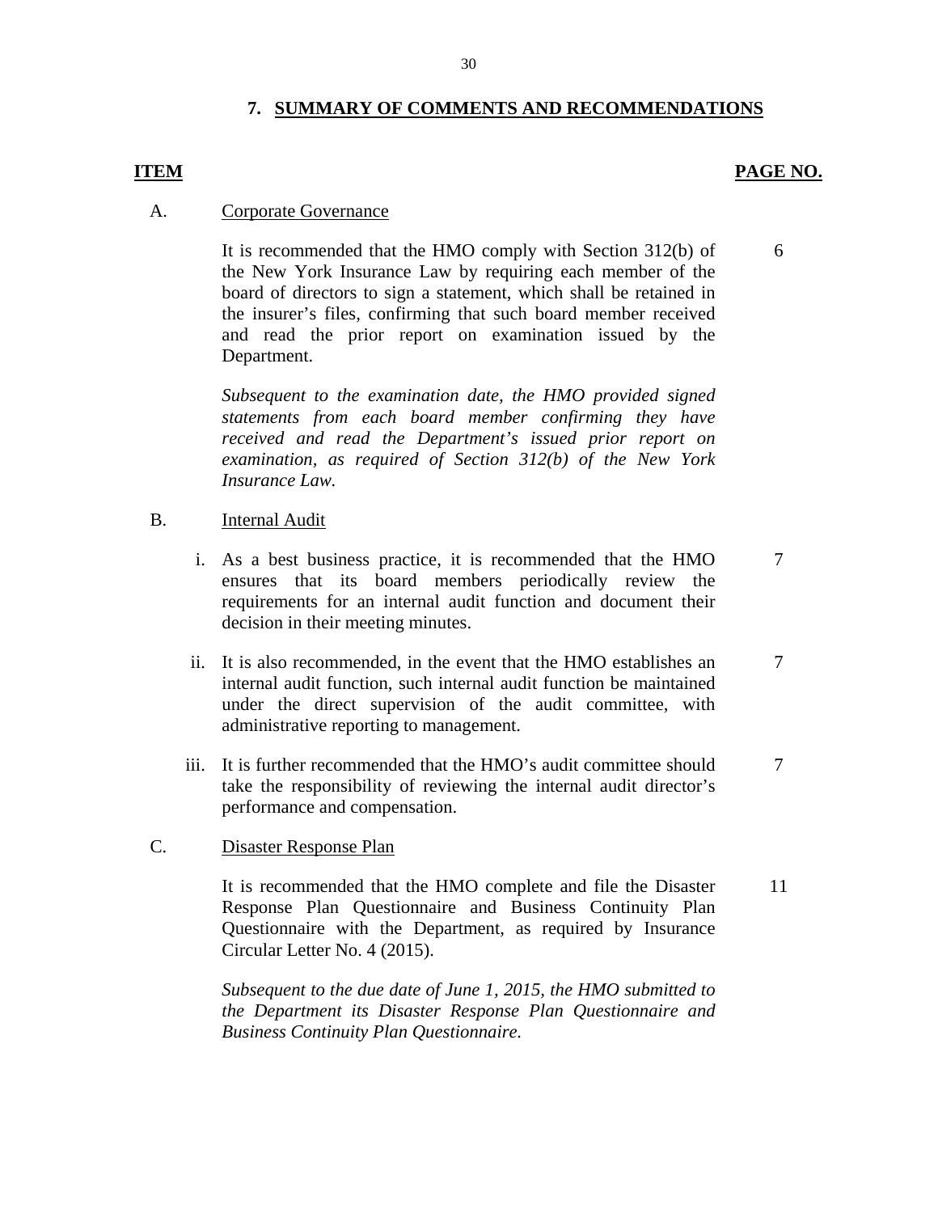## 7. SUMMARY OF COMMENTS AND RECOMMENDATIONS

| ITEM | | PAGE NO. |
|---|---|---|
| A. | Corporate Governance | |
| | It is recommended that the HMO comply with Section 312(b) of the New York Insurance Law by requiring each member of the board of directors to sign a statement, which shall be retained in the insurer's files, confirming that such board member received and read the prior report on examination issued by the Department. | 6 |
| | *Subsequent to the examination date, the HMO provided signed statements from each board member confirming they have received and read the Department's issued prior report on examination, as required of Section 312(b) of the New York Insurance Law.* | |
| B. | Internal Audit | |
| | i. As a best business practice, it is recommended that the HMO ensures that its board members periodically review the requirements for an internal audit function and document their decision in their meeting minutes. | 7 |
| | ii. It is also recommended, in the event that the HMO establishes an internal audit function, such internal audit function be maintained under the direct supervision of the audit committee, with administrative reporting to management. | 7 |
| | iii. It is further recommended that the HMO's audit committee should take the responsibility of reviewing the internal audit director's performance and compensation. | 7 |
| C. | Disaster Response Plan | |
| | It is recommended that the HMO complete and file the Disaster Response Plan Questionnaire and Business Continuity Plan Questionnaire with the Department, as required by Insurance Circular Letter No. 4 (2015). | 11 |
| | *Subsequent to the due date of June 1, 2015, the HMO submitted to the Department its Disaster Response Plan Questionnaire and Business Continuity Plan Questionnaire.* | |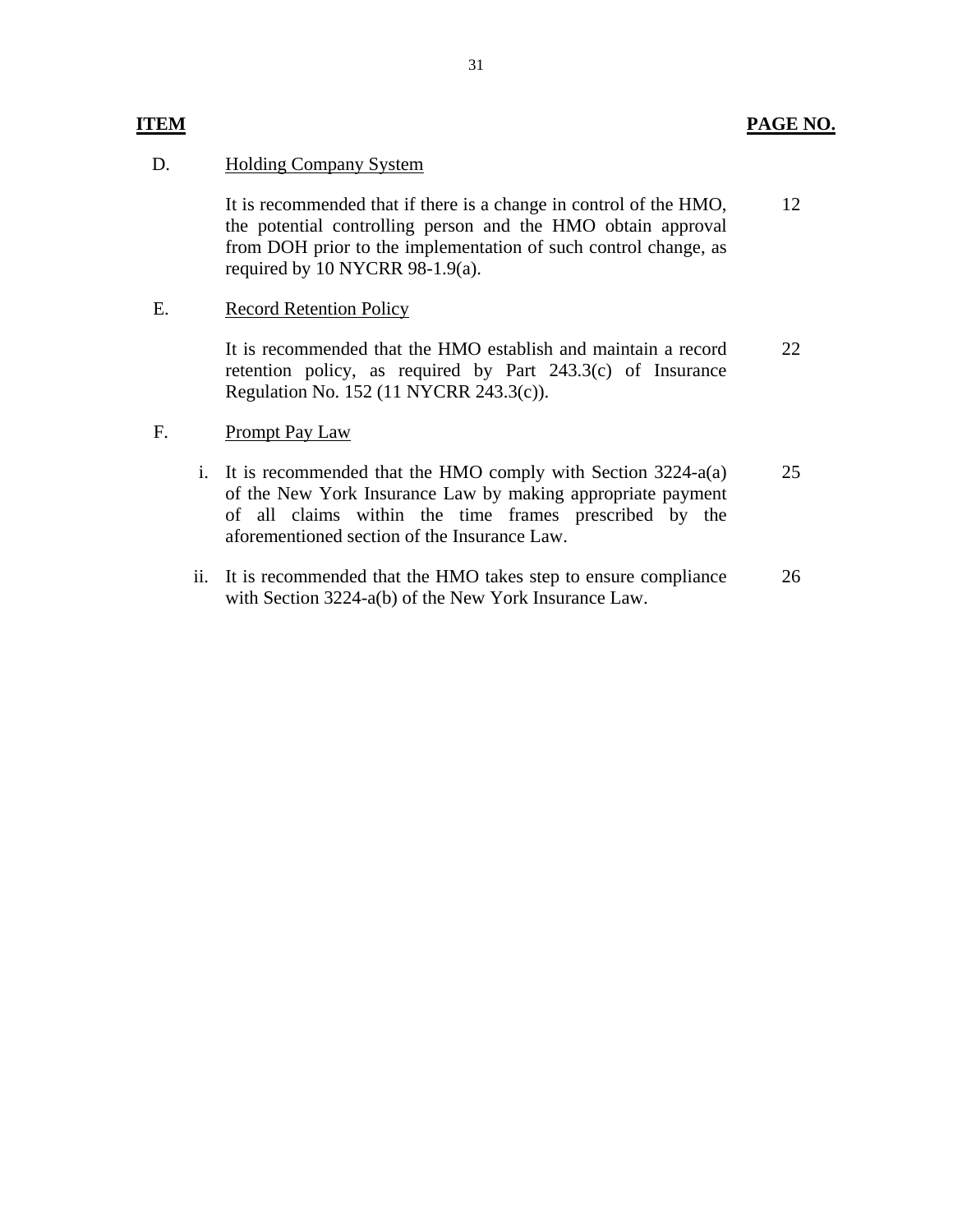| ITEM | | PAGE NO. |
|---|---|---|
| D. | Holding Company System | |
| | It is recommended that if there is a change in control of the HMO, the potential controlling person and the HMO obtain approval from DOH prior to the implementation of such control change, as required by 10 NYCRR 98-1.9(a). | 12 |
| E. | Record Retention Policy | |
| | It is recommended that the HMO establish and maintain a record retention policy, as required by Part 243.3(c) of Insurance Regulation No. 152 (11 NYCRR 243.3(c)). | 22 |
| F. | Prompt Pay Law | |
| | i. It is recommended that the HMO comply with Section 3224-a(a) of the New York Insurance Law by making appropriate payment of all claims within the time frames prescribed by the aforementioned section of the Insurance Law. | 25 |
| | ii. It is recommended that the HMO takes step to ensure compliance with Section 3224-a(b) of the New York Insurance Law. | 26 |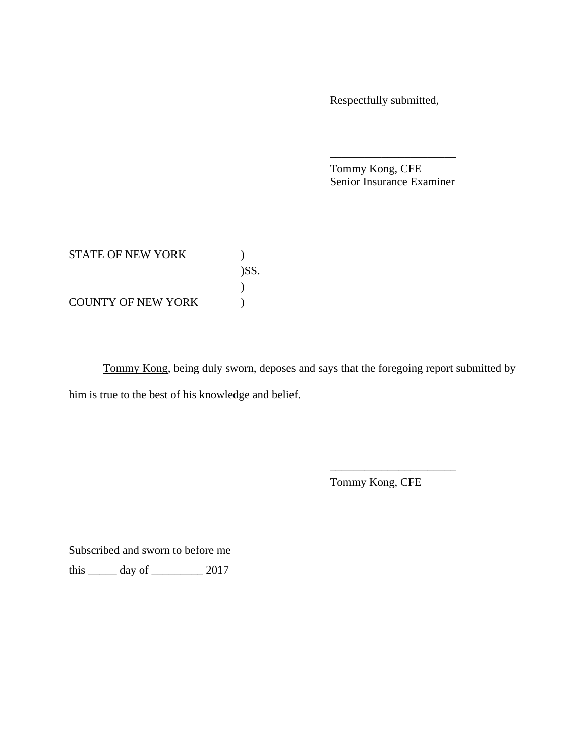Respectfully submitted,

______________________
Tommy Kong, CFE
Senior Insurance Examiner

STATE OF NEW YORK )
)SS.
)
COUNTY OF NEW YORK )

Tommy Kong, being duly sworn, deposes and says that the foregoing report submitted by him is true to the best of his knowledge and belief.

______________________
Tommy Kong, CFE

Subscribed and sworn to before me

this _____ day of _________ 2017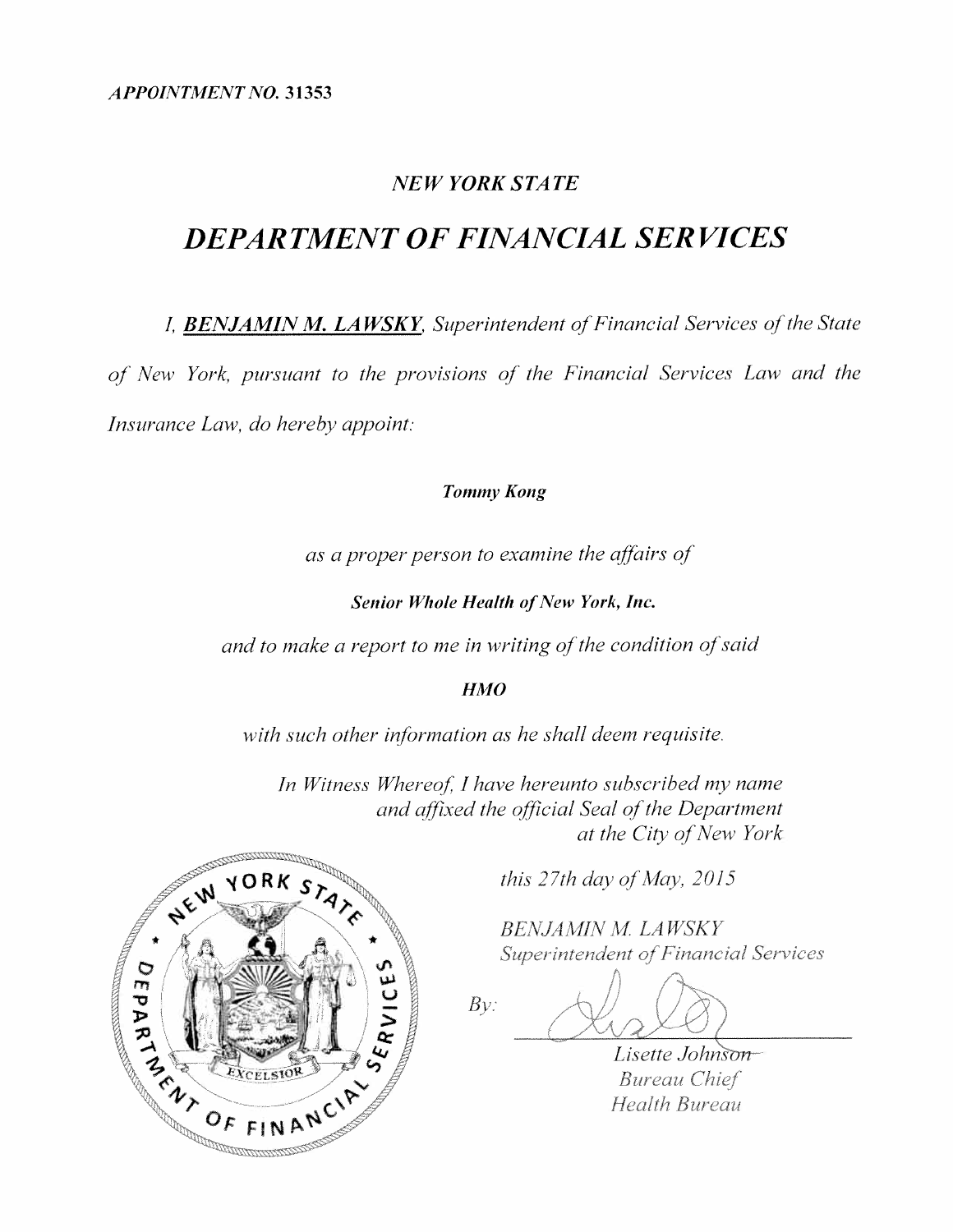*APPOINTMENT NO.* 31353

## *NEW YORK STATE*

# *DEPARTMENT OF FINANCIAL SERVICES*

*I,* ***BENJAMIN M. LAWSKY****, Superintendent of Financial Services of the State of New York, pursuant to the provisions of the Financial Services Law and the Insurance Law, do hereby appoint:*

***Tommy Kong***

*as a proper person to examine the affairs of*

***Senior Whole Health of New York, Inc.***

*and to make a report to me in writing of the condition of said*

***HMO***

*with such other information as he shall deem requisite.*

*In Witness Whereof, I have hereunto subscribed my name and affixed the official Seal of the Department at the City of New York*

*this 27th day of May, 2015*

*BENJAMIN M. LAWSKY*
*Superintendent of Financial Services*

*By:*

*Lisette Johnson*
*Bureau Chief*
*Health Bureau*